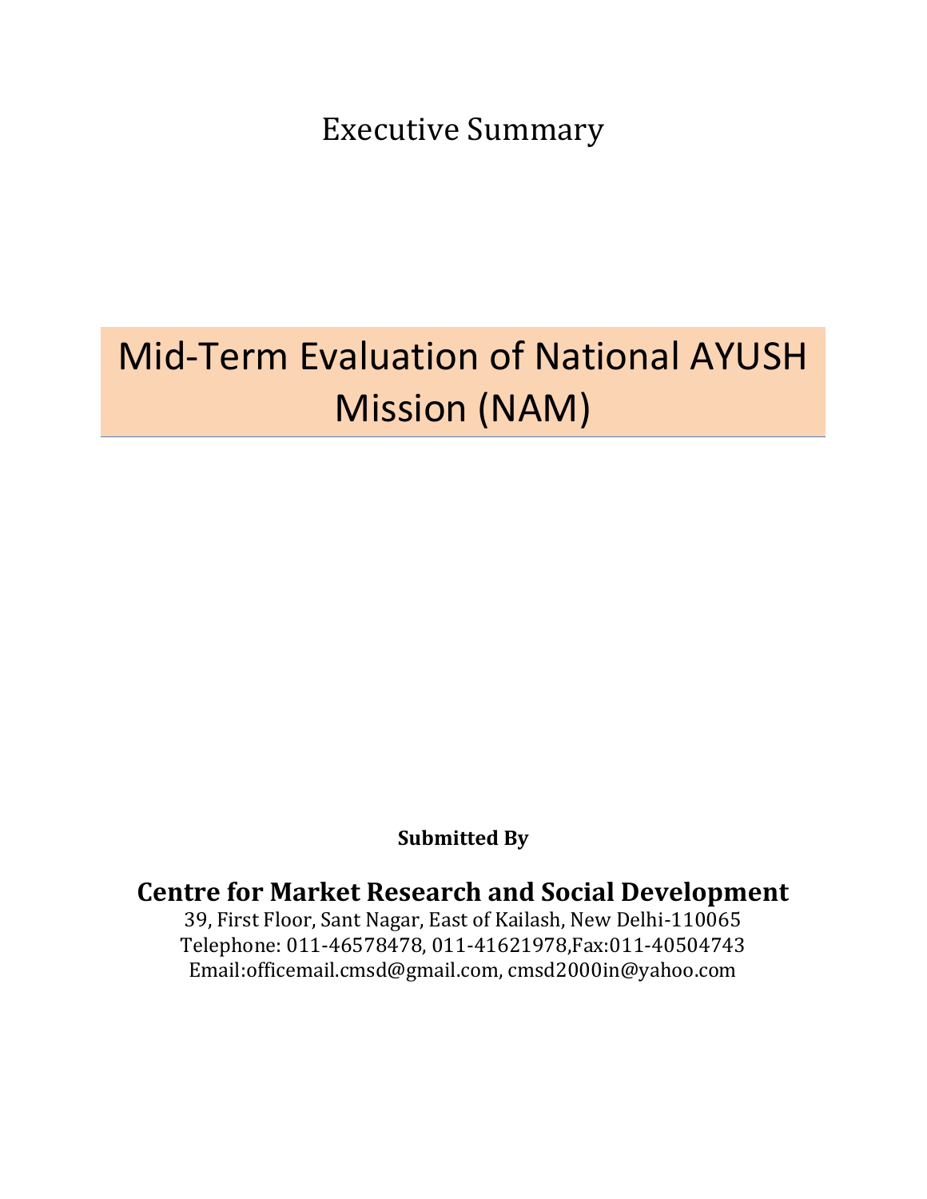Executive Summary

# Mid-Term Evaluation of National AYUSH Mission (NAM)

**Submitted By**

## Centre for Market Research and Social Development

39, First Floor, Sant Nagar, East of Kailash, New Delhi-110065

Telephone: 011-46578478, 011-41621978,Fax:011-40504743

Email:officemail.cmsd@gmail.com, cmsd2000in@yahoo.com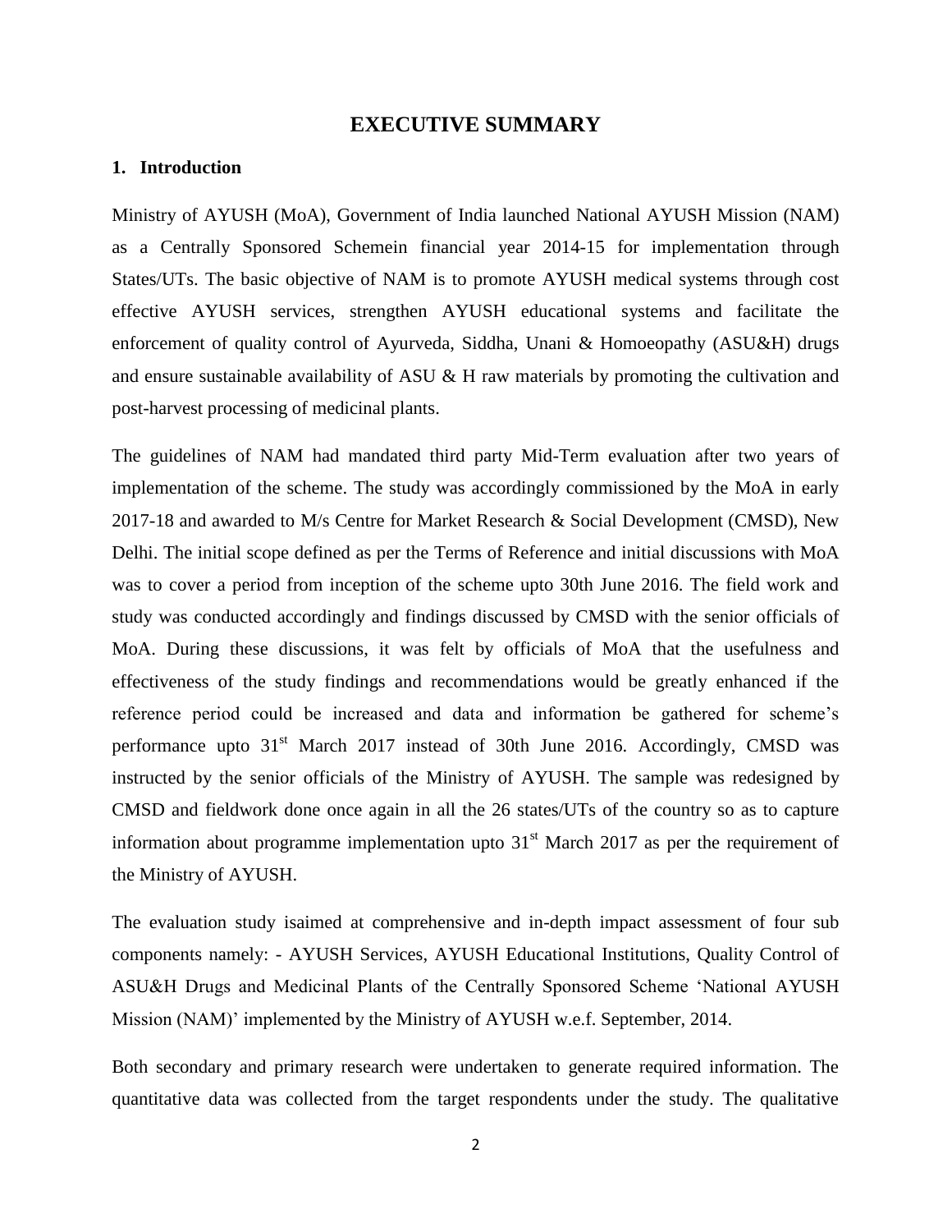# EXECUTIVE SUMMARY

## 1. Introduction

Ministry of AYUSH (MoA), Government of India launched National AYUSH Mission (NAM) as a Centrally Sponsored Schemein financial year 2014-15 for implementation through States/UTs. The basic objective of NAM is to promote AYUSH medical systems through cost effective AYUSH services, strengthen AYUSH educational systems and facilitate the enforcement of quality control of Ayurveda, Siddha, Unani & Homoeopathy (ASU&H) drugs and ensure sustainable availability of ASU & H raw materials by promoting the cultivation and post-harvest processing of medicinal plants.

The guidelines of NAM had mandated third party Mid-Term evaluation after two years of implementation of the scheme. The study was accordingly commissioned by the MoA in early 2017-18 and awarded to M/s Centre for Market Research & Social Development (CMSD), New Delhi. The initial scope defined as per the Terms of Reference and initial discussions with MoA was to cover a period from inception of the scheme upto 30th June 2016. The field work and study was conducted accordingly and findings discussed by CMSD with the senior officials of MoA. During these discussions, it was felt by officials of MoA that the usefulness and effectiveness of the study findings and recommendations would be greatly enhanced if the reference period could be increased and data and information be gathered for scheme's performance upto 31st March 2017 instead of 30th June 2016. Accordingly, CMSD was instructed by the senior officials of the Ministry of AYUSH. The sample was redesigned by CMSD and fieldwork done once again in all the 26 states/UTs of the country so as to capture information about programme implementation upto 31st March 2017 as per the requirement of the Ministry of AYUSH.

The evaluation study isaimed at comprehensive and in-depth impact assessment of four sub components namely: - AYUSH Services, AYUSH Educational Institutions, Quality Control of ASU&H Drugs and Medicinal Plants of the Centrally Sponsored Scheme 'National AYUSH Mission (NAM)' implemented by the Ministry of AYUSH w.e.f. September, 2014.

Both secondary and primary research were undertaken to generate required information. The quantitative data was collected from the target respondents under the study. The qualitative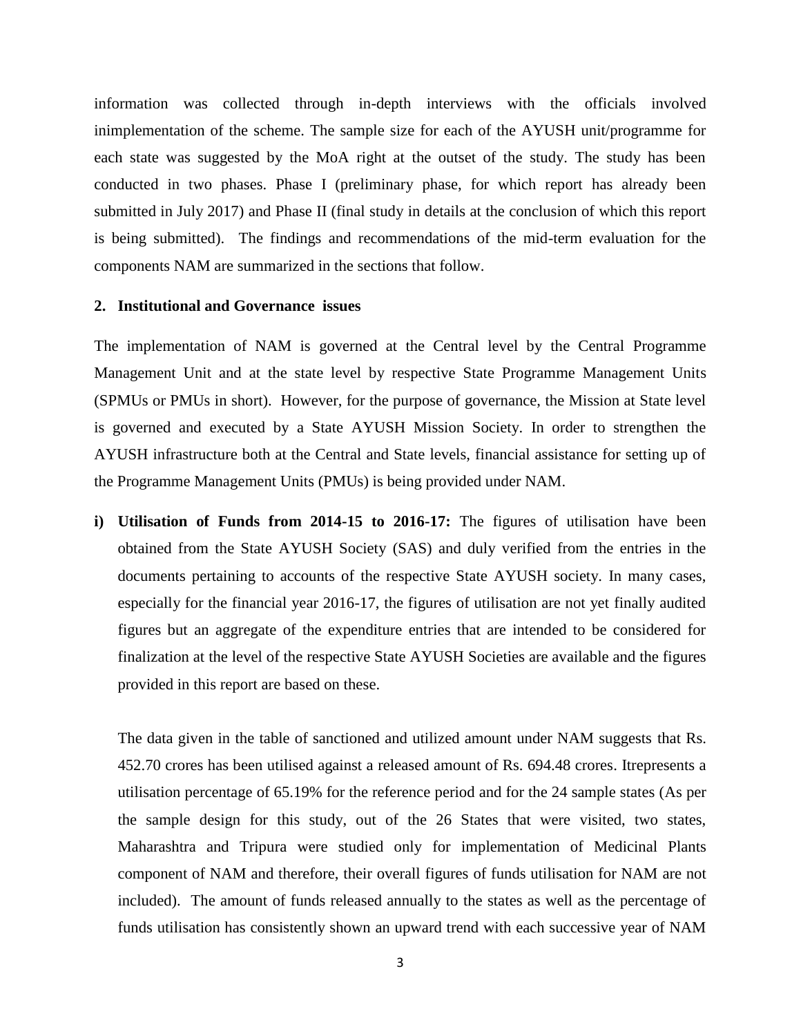information was collected through in-depth interviews with the officials involved inimplementation of the scheme. The sample size for each of the AYUSH unit/programme for each state was suggested by the MoA right at the outset of the study. The study has been conducted in two phases. Phase I (preliminary phase, for which report has already been submitted in July 2017) and Phase II (final study in details at the conclusion of which this report is being submitted). The findings and recommendations of the mid-term evaluation for the components NAM are summarized in the sections that follow.

## 2. Institutional and Governance issues

The implementation of NAM is governed at the Central level by the Central Programme Management Unit and at the state level by respective State Programme Management Units (SPMUs or PMUs in short). However, for the purpose of governance, the Mission at State level is governed and executed by a State AYUSH Mission Society. In order to strengthen the AYUSH infrastructure both at the Central and State levels, financial assistance for setting up of the Programme Management Units (PMUs) is being provided under NAM.

i) **Utilisation of Funds from 2014-15 to 2016-17:** The figures of utilisation have been obtained from the State AYUSH Society (SAS) and duly verified from the entries in the documents pertaining to accounts of the respective State AYUSH society. In many cases, especially for the financial year 2016-17, the figures of utilisation are not yet finally audited figures but an aggregate of the expenditure entries that are intended to be considered for finalization at the level of the respective State AYUSH Societies are available and the figures provided in this report are based on these.

   The data given in the table of sanctioned and utilized amount under NAM suggests that Rs. 452.70 crores has been utilised against a released amount of Rs. 694.48 crores. Itrepresents a utilisation percentage of 65.19% for the reference period and for the 24 sample states (As per the sample design for this study, out of the 26 States that were visited, two states, Maharashtra and Tripura were studied only for implementation of Medicinal Plants component of NAM and therefore, their overall figures of funds utilisation for NAM are not included). The amount of funds released annually to the states as well as the percentage of funds utilisation has consistently shown an upward trend with each successive year of NAM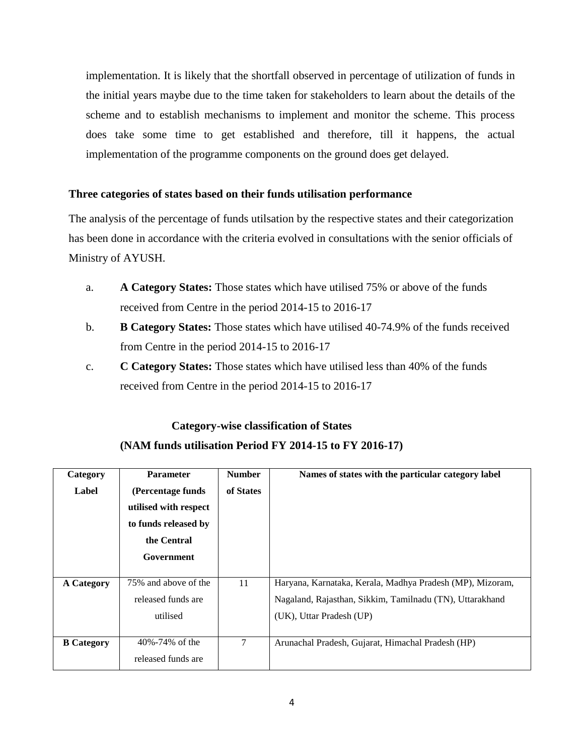implementation. It is likely that the shortfall observed in percentage of utilization of funds in the initial years maybe due to the time taken for stakeholders to learn about the details of the scheme and to establish mechanisms to implement and monitor the scheme. This process does take some time to get established and therefore, till it happens, the actual implementation of the programme components on the ground does get delayed.

**Three categories of states based on their funds utilisation performance**

The analysis of the percentage of funds utilsation by the respective states and their categorization has been done in accordance with the criteria evolved in consultations with the senior officials of Ministry of AYUSH.

a. **A Category States:** Those states which have utilised 75% or above of the funds received from Centre in the period 2014-15 to 2016-17

b. **B Category States:** Those states which have utilised 40-74.9% of the funds received from Centre in the period 2014-15 to 2016-17

c. **C Category States:** Those states which have utilised less than 40% of the funds received from Centre in the period 2014-15 to 2016-17

**Category-wise classification of States**

**(NAM funds utilisation Period FY 2014-15 to FY 2016-17)**

| Category Label | Parameter (Percentage funds utilised with respect to funds released by the Central Government | Number of States | Names of states with the particular category label |
|---|---|---|---|
| **A Category** | 75% and above of the released funds are utilised | 11 | Haryana, Karnataka, Kerala, Madhya Pradesh (MP), Mizoram, Nagaland, Rajasthan, Sikkim, Tamilnadu (TN), Uttarakhand (UK), Uttar Pradesh (UP) |
| **B Category** | 40%-74% of the released funds are | 7 | Arunachal Pradesh, Gujarat, Himachal Pradesh (HP) |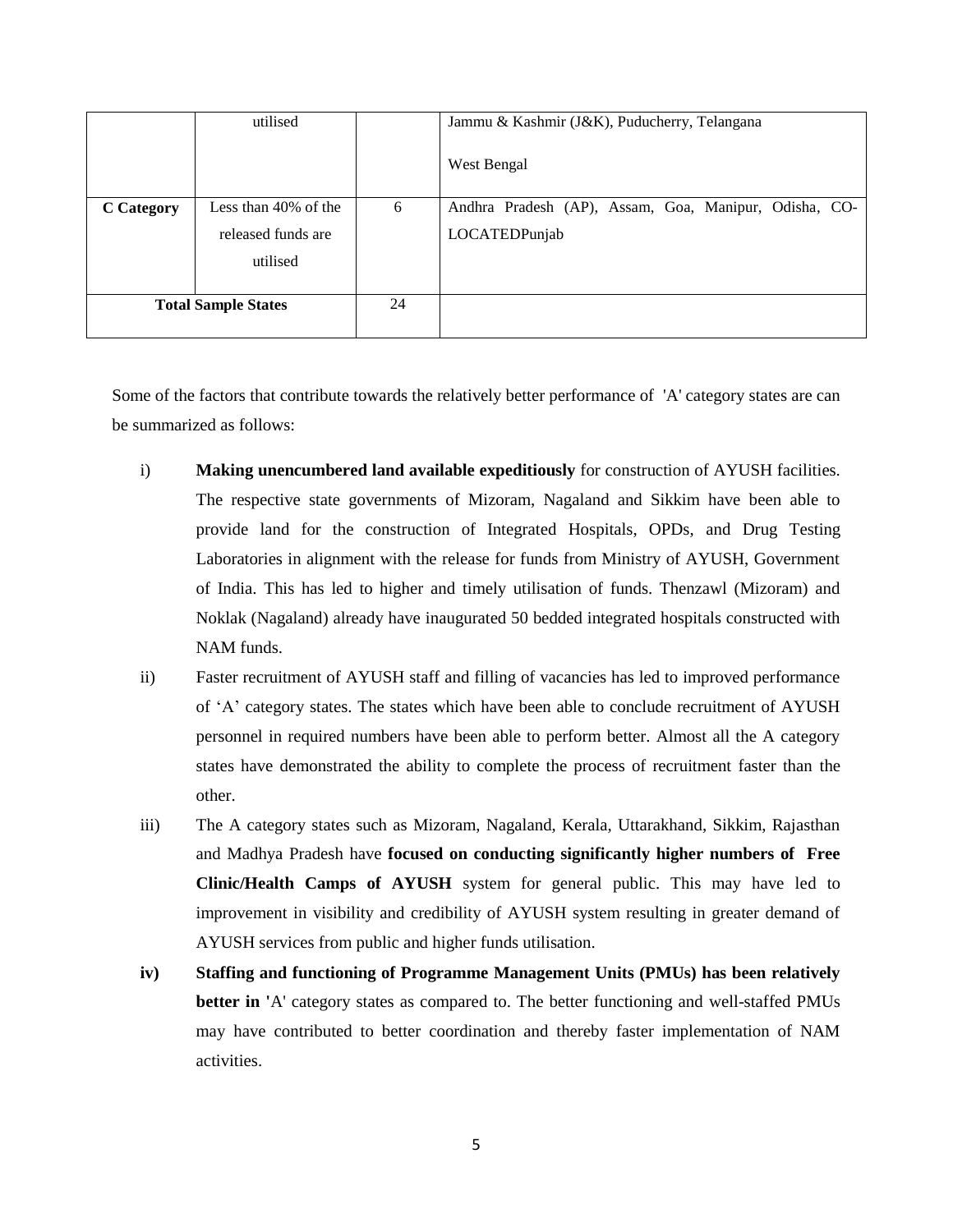| | utilised | | Jammu & Kashmir (J&K), Puducherry, Telangana<br><br>West Bengal |
|---|---|---|---|
| **C Category** | Less than 40% of the released funds are utilised | 6 | Andhra Pradesh (AP), Assam, Goa, Manipur, Odisha, CO-LOCATEDPunjab |
| **Total Sample States** | | 24 | |

Some of the factors that contribute towards the relatively better performance of 'A' category states are can be summarized as follows:

i) **Making unencumbered land available expeditiously** for construction of AYUSH facilities. The respective state governments of Mizoram, Nagaland and Sikkim have been able to provide land for the construction of Integrated Hospitals, OPDs, and Drug Testing Laboratories in alignment with the release for funds from Ministry of AYUSH, Government of India. This has led to higher and timely utilisation of funds. Thenzawl (Mizoram) and Noklak (Nagaland) already have inaugurated 50 bedded integrated hospitals constructed with NAM funds.

ii) Faster recruitment of AYUSH staff and filling of vacancies has led to improved performance of 'A' category states. The states which have been able to conclude recruitment of AYUSH personnel in required numbers have been able to perform better. Almost all the A category states have demonstrated the ability to complete the process of recruitment faster than the other.

iii) The A category states such as Mizoram, Nagaland, Kerala, Uttarakhand, Sikkim, Rajasthan and Madhya Pradesh have **focused on conducting significantly higher numbers of Free Clinic/Health Camps of AYUSH** system for general public. This may have led to improvement in visibility and credibility of AYUSH system resulting in greater demand of AYUSH services from public and higher funds utilisation.

**iv)** **Staffing and functioning of Programme Management Units (PMUs) has been relatively better in** 'A' category states as compared to. The better functioning and well-staffed PMUs may have contributed to better coordination and thereby faster implementation of NAM activities.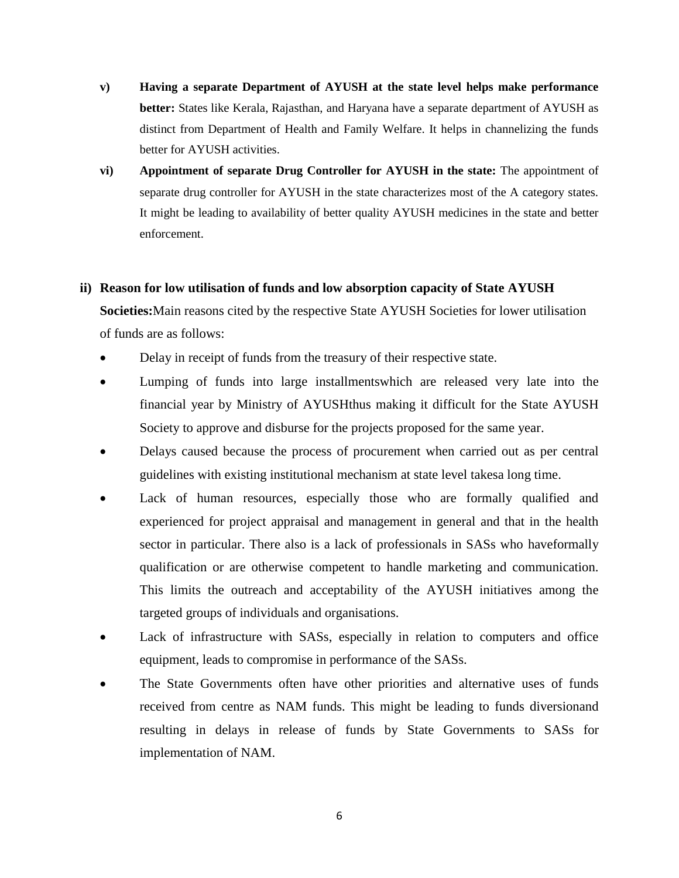v) **Having a separate Department of AYUSH at the state level helps make performance better:** States like Kerala, Rajasthan, and Haryana have a separate department of AYUSH as distinct from Department of Health and Family Welfare. It helps in channelizing the funds better for AYUSH activities.

vi) **Appointment of separate Drug Controller for AYUSH in the state:** The appointment of separate drug controller for AYUSH in the state characterizes most of the A category states. It might be leading to availability of better quality AYUSH medicines in the state and better enforcement.

**ii) Reason for low utilisation of funds and low absorption capacity of State AYUSH Societies:**Main reasons cited by the respective State AYUSH Societies for lower utilisation of funds are as follows:

- Delay in receipt of funds from the treasury of their respective state.
- Lumping of funds into large installmentswhich are released very late into the financial year by Ministry of AYUSHthus making it difficult for the State AYUSH Society to approve and disburse for the projects proposed for the same year.
- Delays caused because the process of procurement when carried out as per central guidelines with existing institutional mechanism at state level takesa long time.
- Lack of human resources, especially those who are formally qualified and experienced for project appraisal and management in general and that in the health sector in particular. There also is a lack of professionals in SASs who haveformally qualification or are otherwise competent to handle marketing and communication. This limits the outreach and acceptability of the AYUSH initiatives among the targeted groups of individuals and organisations.
- Lack of infrastructure with SASs, especially in relation to computers and office equipment, leads to compromise in performance of the SASs.
- The State Governments often have other priorities and alternative uses of funds received from centre as NAM funds. This might be leading to funds diversionand resulting in delays in release of funds by State Governments to SASs for implementation of NAM.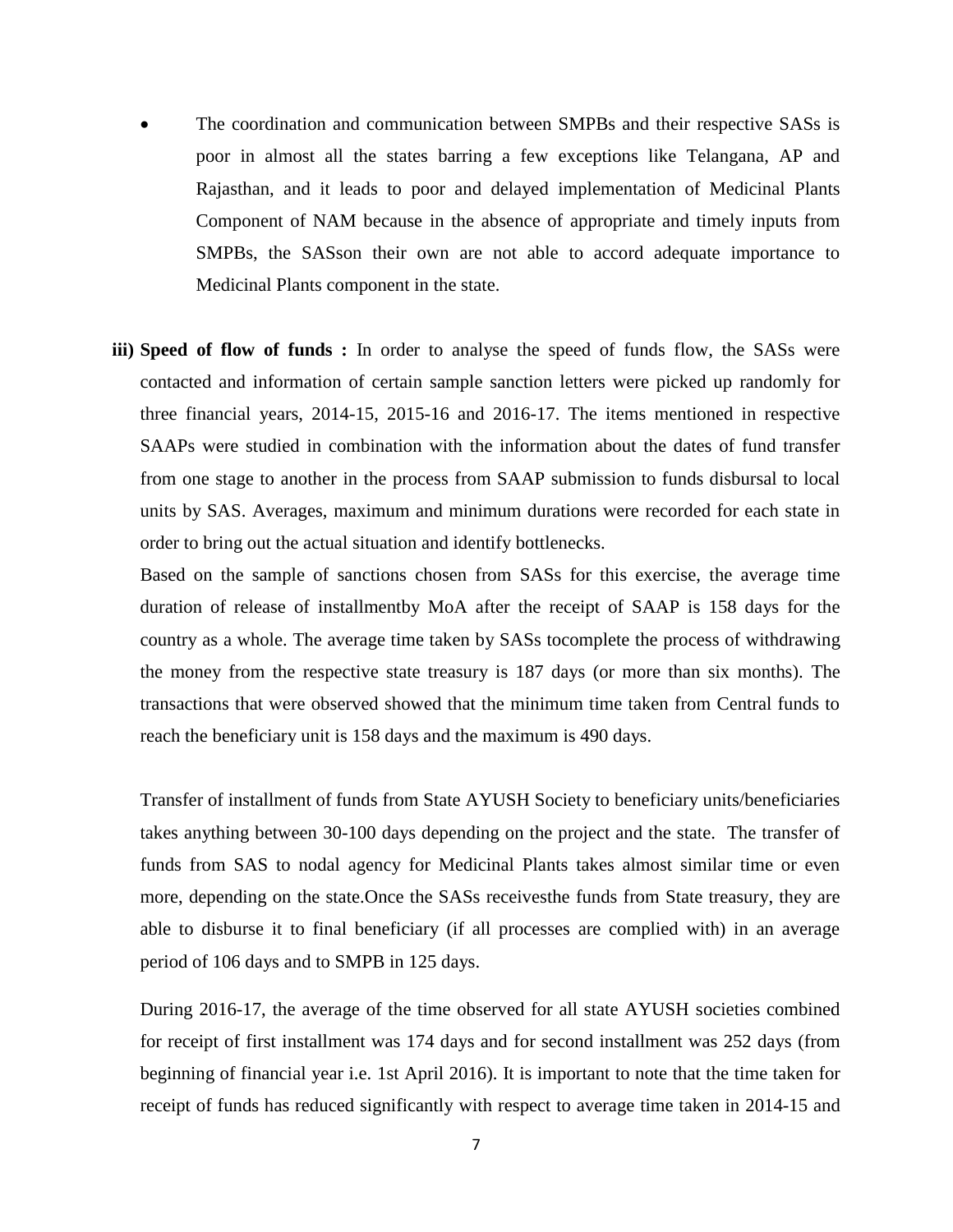- The coordination and communication between SMPBs and their respective SASs is poor in almost all the states barring a few exceptions like Telangana, AP and Rajasthan, and it leads to poor and delayed implementation of Medicinal Plants Component of NAM because in the absence of appropriate and timely inputs from SMPBs, the SASson their own are not able to accord adequate importance to Medicinal Plants component in the state.

**iii) Speed of flow of funds :** In order to analyse the speed of funds flow, the SASs were contacted and information of certain sample sanction letters were picked up randomly for three financial years, 2014-15, 2015-16 and 2016-17. The items mentioned in respective SAAPs were studied in combination with the information about the dates of fund transfer from one stage to another in the process from SAAP submission to funds disbursal to local units by SAS. Averages, maximum and minimum durations were recorded for each state in order to bring out the actual situation and identify bottlenecks.

Based on the sample of sanctions chosen from SASs for this exercise, the average time duration of release of installmentby MoA after the receipt of SAAP is 158 days for the country as a whole. The average time taken by SASs tocomplete the process of withdrawing the money from the respective state treasury is 187 days (or more than six months). The transactions that were observed showed that the minimum time taken from Central funds to reach the beneficiary unit is 158 days and the maximum is 490 days.

Transfer of installment of funds from State AYUSH Society to beneficiary units/beneficiaries takes anything between 30-100 days depending on the project and the state. The transfer of funds from SAS to nodal agency for Medicinal Plants takes almost similar time or even more, depending on the state.Once the SASs receivesthe funds from State treasury, they are able to disburse it to final beneficiary (if all processes are complied with) in an average period of 106 days and to SMPB in 125 days.

During 2016-17, the average of the time observed for all state AYUSH societies combined for receipt of first installment was 174 days and for second installment was 252 days (from beginning of financial year i.e. 1st April 2016). It is important to note that the time taken for receipt of funds has reduced significantly with respect to average time taken in 2014-15 and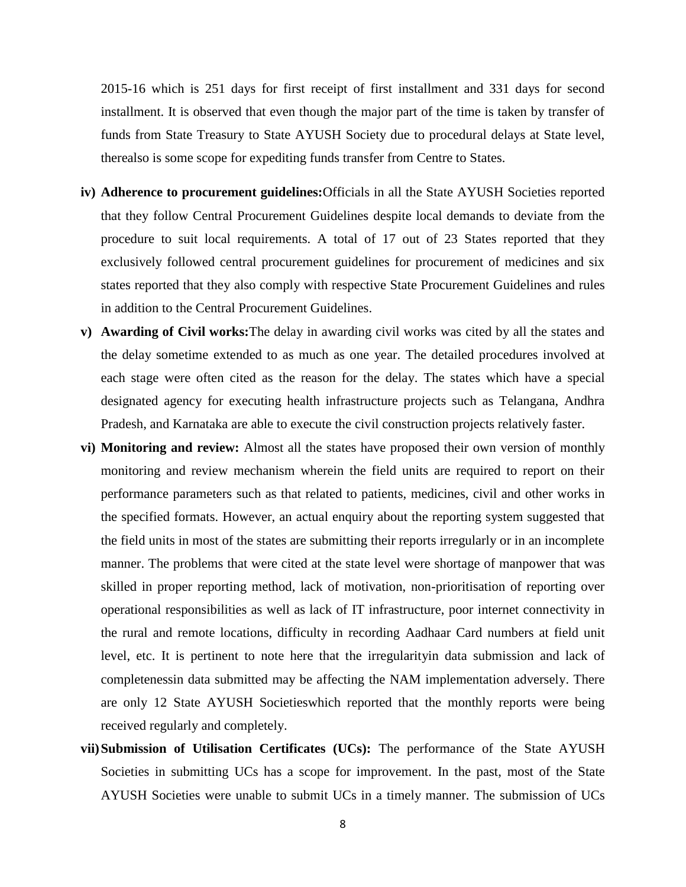2015-16 which is 251 days for first receipt of first installment and 331 days for second installment. It is observed that even though the major part of the time is taken by transfer of funds from State Treasury to State AYUSH Society due to procedural delays at State level, therealso is some scope for expediting funds transfer from Centre to States.

iv) **Adherence to procurement guidelines:**Officials in all the State AYUSH Societies reported that they follow Central Procurement Guidelines despite local demands to deviate from the procedure to suit local requirements. A total of 17 out of 23 States reported that they exclusively followed central procurement guidelines for procurement of medicines and six states reported that they also comply with respective State Procurement Guidelines and rules in addition to the Central Procurement Guidelines.

v) **Awarding of Civil works:**The delay in awarding civil works was cited by all the states and the delay sometime extended to as much as one year. The detailed procedures involved at each stage were often cited as the reason for the delay. The states which have a special designated agency for executing health infrastructure projects such as Telangana, Andhra Pradesh, and Karnataka are able to execute the civil construction projects relatively faster.

vi) **Monitoring and review:** Almost all the states have proposed their own version of monthly monitoring and review mechanism wherein the field units are required to report on their performance parameters such as that related to patients, medicines, civil and other works in the specified formats. However, an actual enquiry about the reporting system suggested that the field units in most of the states are submitting their reports irregularly or in an incomplete manner. The problems that were cited at the state level were shortage of manpower that was skilled in proper reporting method, lack of motivation, non-prioritisation of reporting over operational responsibilities as well as lack of IT infrastructure, poor internet connectivity in the rural and remote locations, difficulty in recording Aadhaar Card numbers at field unit level, etc. It is pertinent to note here that the irregularityin data submission and lack of completenessin data submitted may be affecting the NAM implementation adversely. There are only 12 State AYUSH Societieswhich reported that the monthly reports were being received regularly and completely.

vii) **Submission of Utilisation Certificates (UCs):** The performance of the State AYUSH Societies in submitting UCs has a scope for improvement. In the past, most of the State AYUSH Societies were unable to submit UCs in a timely manner. The submission of UCs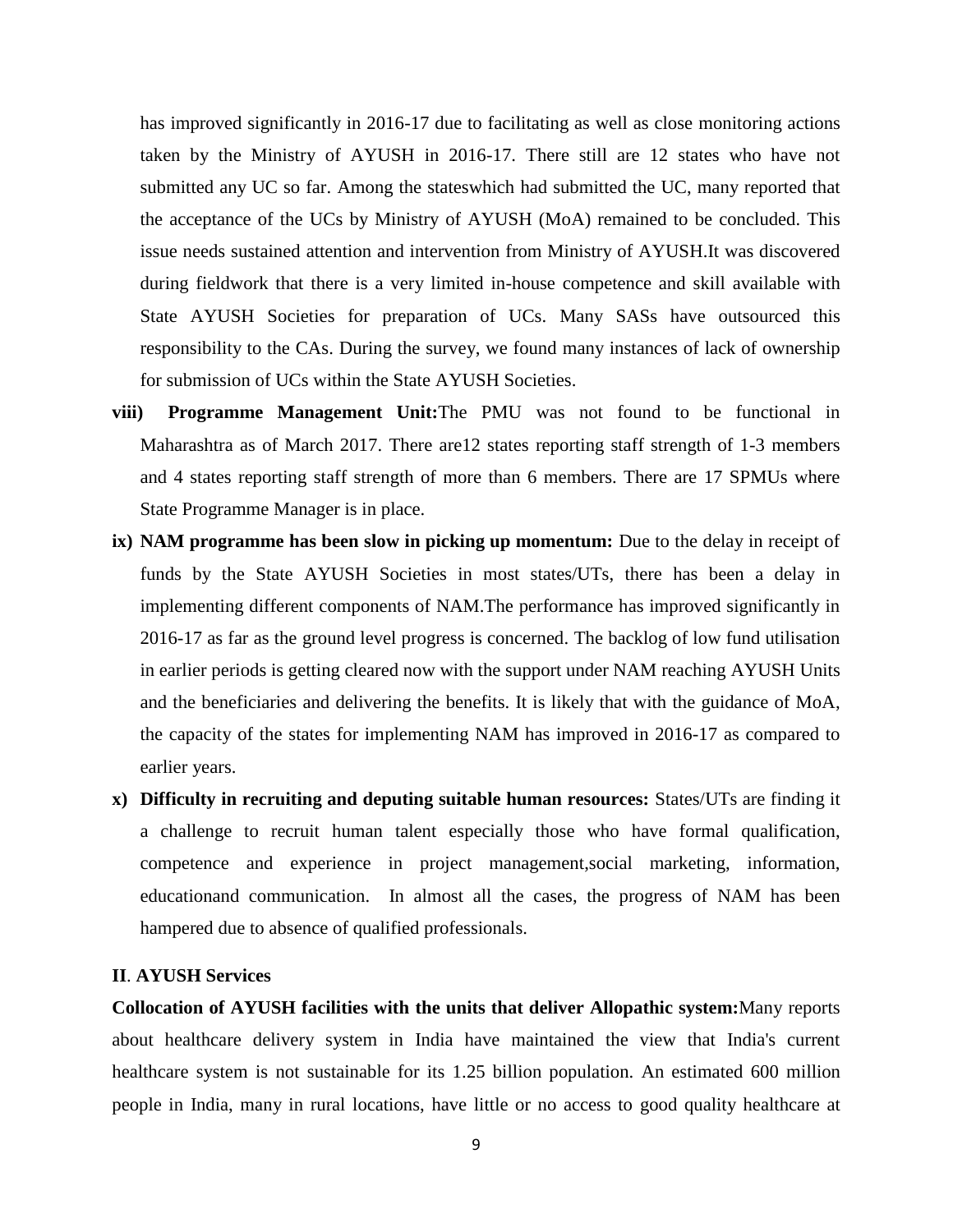has improved significantly in 2016-17 due to facilitating as well as close monitoring actions taken by the Ministry of AYUSH in 2016-17. There still are 12 states who have not submitted any UC so far. Among the stateswhich had submitted the UC, many reported that the acceptance of the UCs by Ministry of AYUSH (MoA) remained to be concluded. This issue needs sustained attention and intervention from Ministry of AYUSH.It was discovered during fieldwork that there is a very limited in-house competence and skill available with State AYUSH Societies for preparation of UCs. Many SASs have outsourced this responsibility to the CAs. During the survey, we found many instances of lack of ownership for submission of UCs within the State AYUSH Societies.

**viii) Programme Management Unit:**The PMU was not found to be functional in Maharashtra as of March 2017. There are12 states reporting staff strength of 1-3 members and 4 states reporting staff strength of more than 6 members. There are 17 SPMUs where State Programme Manager is in place.

**ix) NAM programme has been slow in picking up momentum:** Due to the delay in receipt of funds by the State AYUSH Societies in most states/UTs, there has been a delay in implementing different components of NAM.The performance has improved significantly in 2016-17 as far as the ground level progress is concerned. The backlog of low fund utilisation in earlier periods is getting cleared now with the support under NAM reaching AYUSH Units and the beneficiaries and delivering the benefits. It is likely that with the guidance of MoA, the capacity of the states for implementing NAM has improved in 2016-17 as compared to earlier years.

**x) Difficulty in recruiting and deputing suitable human resources:** States/UTs are finding it a challenge to recruit human talent especially those who have formal qualification, competence and experience in project management,social marketing, information, educationand communication. In almost all the cases, the progress of NAM has been hampered due to absence of qualified professionals.

## II. AYUSH Services

**Collocation of AYUSH facilities with the units that deliver Allopathic system:**Many reports about healthcare delivery system in India have maintained the view that India's current healthcare system is not sustainable for its 1.25 billion population. An estimated 600 million people in India, many in rural locations, have little or no access to good quality healthcare at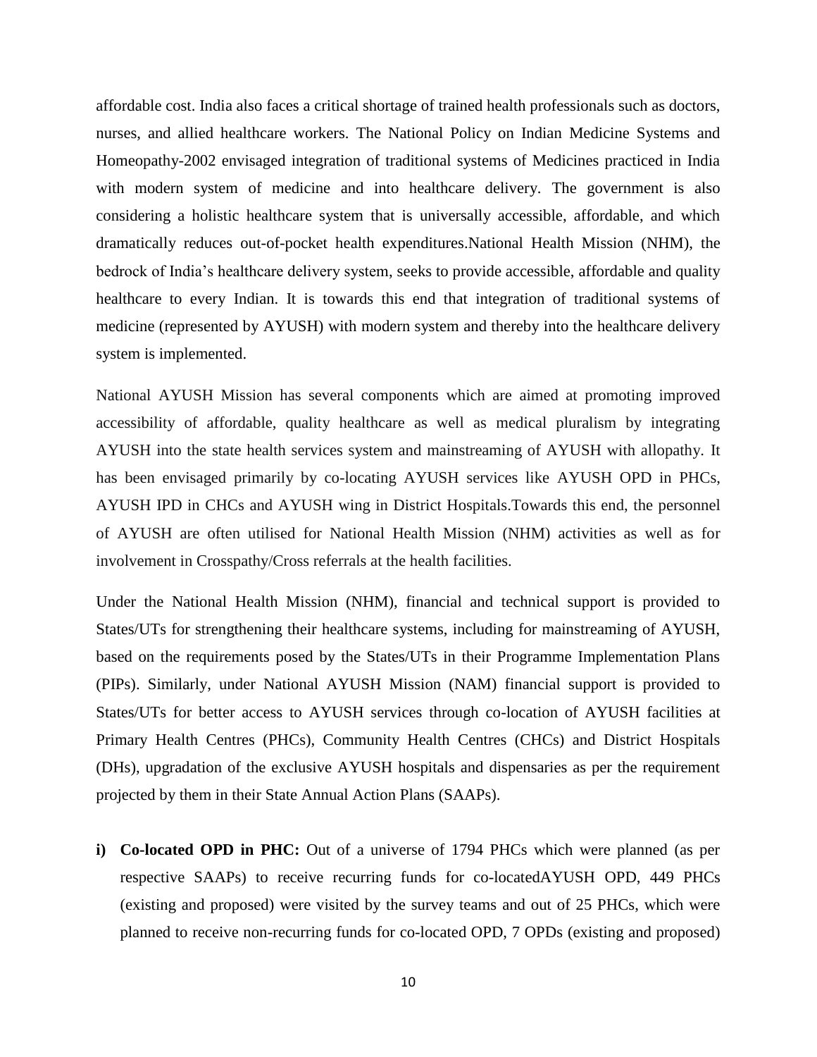affordable cost. India also faces a critical shortage of trained health professionals such as doctors, nurses, and allied healthcare workers. The National Policy on Indian Medicine Systems and Homeopathy-2002 envisaged integration of traditional systems of Medicines practiced in India with modern system of medicine and into healthcare delivery. The government is also considering a holistic healthcare system that is universally accessible, affordable, and which dramatically reduces out-of-pocket health expenditures.National Health Mission (NHM), the bedrock of India's healthcare delivery system, seeks to provide accessible, affordable and quality healthcare to every Indian. It is towards this end that integration of traditional systems of medicine (represented by AYUSH) with modern system and thereby into the healthcare delivery system is implemented.

National AYUSH Mission has several components which are aimed at promoting improved accessibility of affordable, quality healthcare as well as medical pluralism by integrating AYUSH into the state health services system and mainstreaming of AYUSH with allopathy. It has been envisaged primarily by co-locating AYUSH services like AYUSH OPD in PHCs, AYUSH IPD in CHCs and AYUSH wing in District Hospitals.Towards this end, the personnel of AYUSH are often utilised for National Health Mission (NHM) activities as well as for involvement in Crosspathy/Cross referrals at the health facilities.

Under the National Health Mission (NHM), financial and technical support is provided to States/UTs for strengthening their healthcare systems, including for mainstreaming of AYUSH, based on the requirements posed by the States/UTs in their Programme Implementation Plans (PIPs). Similarly, under National AYUSH Mission (NAM) financial support is provided to States/UTs for better access to AYUSH services through co-location of AYUSH facilities at Primary Health Centres (PHCs), Community Health Centres (CHCs) and District Hospitals (DHs), upgradation of the exclusive AYUSH hospitals and dispensaries as per the requirement projected by them in their State Annual Action Plans (SAAPs).

i) **Co-located OPD in PHC:** Out of a universe of 1794 PHCs which were planned (as per respective SAAPs) to receive recurring funds for co-locatedAYUSH OPD, 449 PHCs (existing and proposed) were visited by the survey teams and out of 25 PHCs, which were planned to receive non-recurring funds for co-located OPD, 7 OPDs (existing and proposed)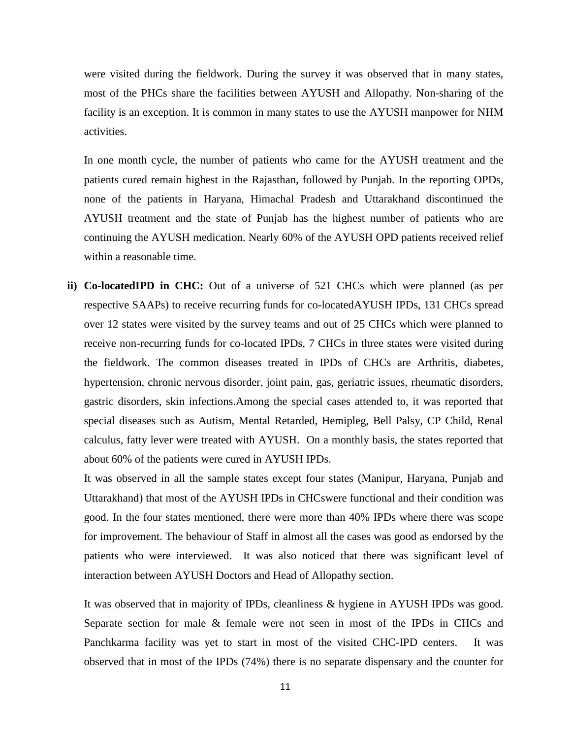were visited during the fieldwork. During the survey it was observed that in many states, most of the PHCs share the facilities between AYUSH and Allopathy. Non-sharing of the facility is an exception. It is common in many states to use the AYUSH manpower for NHM activities.

In one month cycle, the number of patients who came for the AYUSH treatment and the patients cured remain highest in the Rajasthan, followed by Punjab. In the reporting OPDs, none of the patients in Haryana, Himachal Pradesh and Uttarakhand discontinued the AYUSH treatment and the state of Punjab has the highest number of patients who are continuing the AYUSH medication. Nearly 60% of the AYUSH OPD patients received relief within a reasonable time.

ii) **Co-locatedIPD in CHC:** Out of a universe of 521 CHCs which were planned (as per respective SAAPs) to receive recurring funds for co-locatedAYUSH IPDs, 131 CHCs spread over 12 states were visited by the survey teams and out of 25 CHCs which were planned to receive non-recurring funds for co-located IPDs, 7 CHCs in three states were visited during the fieldwork. The common diseases treated in IPDs of CHCs are Arthritis, diabetes, hypertension, chronic nervous disorder, joint pain, gas, geriatric issues, rheumatic disorders, gastric disorders, skin infections.Among the special cases attended to, it was reported that special diseases such as Autism, Mental Retarded, Hemipleg, Bell Palsy, CP Child, Renal calculus, fatty lever were treated with AYUSH. On a monthly basis, the states reported that about 60% of the patients were cured in AYUSH IPDs.

It was observed in all the sample states except four states (Manipur, Haryana, Punjab and Uttarakhand) that most of the AYUSH IPDs in CHCswere functional and their condition was good. In the four states mentioned, there were more than 40% IPDs where there was scope for improvement. The behaviour of Staff in almost all the cases was good as endorsed by the patients who were interviewed. It was also noticed that there was significant level of interaction between AYUSH Doctors and Head of Allopathy section.

It was observed that in majority of IPDs, cleanliness & hygiene in AYUSH IPDs was good. Separate section for male & female were not seen in most of the IPDs in CHCs and Panchkarma facility was yet to start in most of the visited CHC-IPD centers. It was observed that in most of the IPDs (74%) there is no separate dispensary and the counter for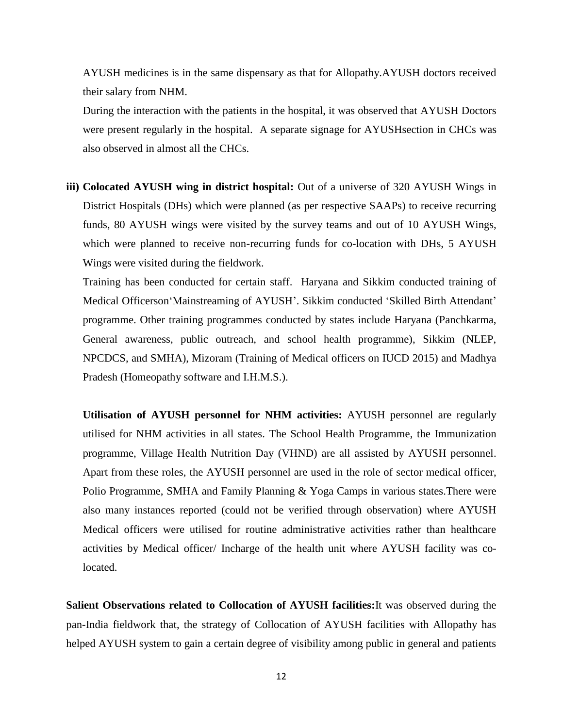AYUSH medicines is in the same dispensary as that for Allopathy.AYUSH doctors received their salary from NHM.

During the interaction with the patients in the hospital, it was observed that AYUSH Doctors were present regularly in the hospital. A separate signage for AYUSHsection in CHCs was also observed in almost all the CHCs.

**iii) Colocated AYUSH wing in district hospital:** Out of a universe of 320 AYUSH Wings in District Hospitals (DHs) which were planned (as per respective SAAPs) to receive recurring funds, 80 AYUSH wings were visited by the survey teams and out of 10 AYUSH Wings, which were planned to receive non-recurring funds for co-location with DHs, 5 AYUSH Wings were visited during the fieldwork.

Training has been conducted for certain staff. Haryana and Sikkim conducted training of Medical Officerson'Mainstreaming of AYUSH'. Sikkim conducted 'Skilled Birth Attendant' programme. Other training programmes conducted by states include Haryana (Panchkarma, General awareness, public outreach, and school health programme), Sikkim (NLEP, NPCDCS, and SMHA), Mizoram (Training of Medical officers on IUCD 2015) and Madhya Pradesh (Homeopathy software and I.H.M.S.).

**Utilisation of AYUSH personnel for NHM activities:** AYUSH personnel are regularly utilised for NHM activities in all states. The School Health Programme, the Immunization programme, Village Health Nutrition Day (VHND) are all assisted by AYUSH personnel. Apart from these roles, the AYUSH personnel are used in the role of sector medical officer, Polio Programme, SMHA and Family Planning & Yoga Camps in various states.There were also many instances reported (could not be verified through observation) where AYUSH Medical officers were utilised for routine administrative activities rather than healthcare activities by Medical officer/ Incharge of the health unit where AYUSH facility was co-located.

**Salient Observations related to Collocation of AYUSH facilities:**It was observed during the pan-India fieldwork that, the strategy of Collocation of AYUSH facilities with Allopathy has helped AYUSH system to gain a certain degree of visibility among public in general and patients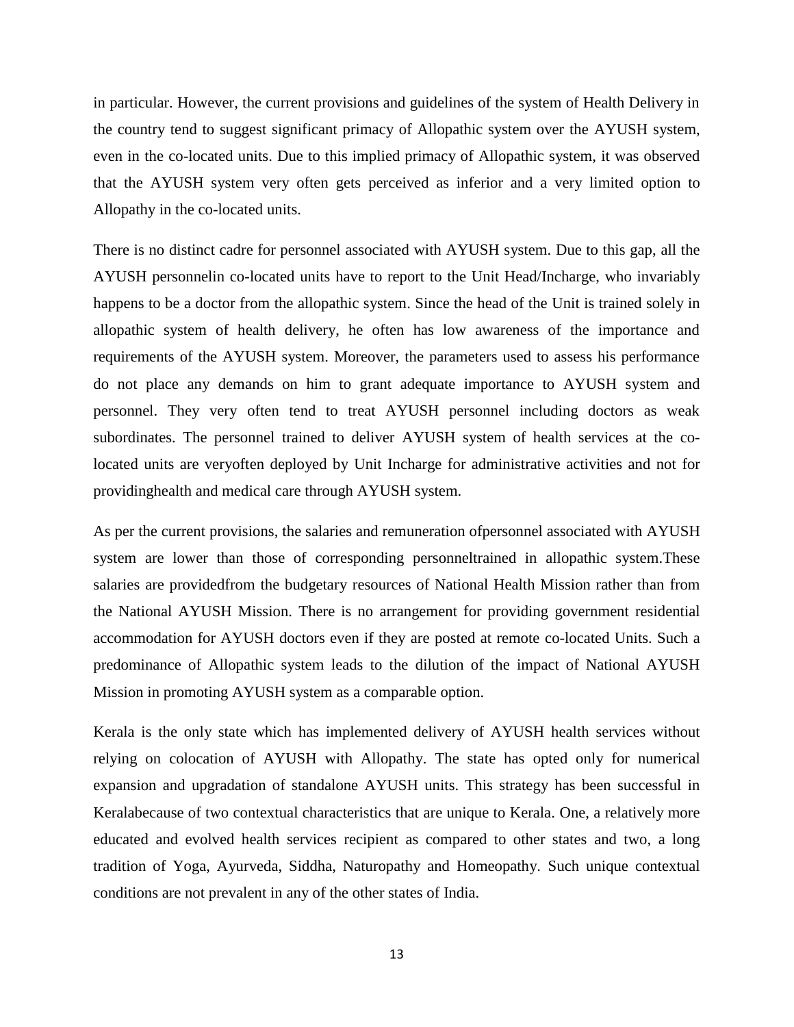in particular. However, the current provisions and guidelines of the system of Health Delivery in the country tend to suggest significant primacy of Allopathic system over the AYUSH system, even in the co-located units. Due to this implied primacy of Allopathic system, it was observed that the AYUSH system very often gets perceived as inferior and a very limited option to Allopathy in the co-located units.

There is no distinct cadre for personnel associated with AYUSH system. Due to this gap, all the AYUSH personnelin co-located units have to report to the Unit Head/Incharge, who invariably happens to be a doctor from the allopathic system. Since the head of the Unit is trained solely in allopathic system of health delivery, he often has low awareness of the importance and requirements of the AYUSH system. Moreover, the parameters used to assess his performance do not place any demands on him to grant adequate importance to AYUSH system and personnel. They very often tend to treat AYUSH personnel including doctors as weak subordinates. The personnel trained to deliver AYUSH system of health services at the co-located units are veryoften deployed by Unit Incharge for administrative activities and not for providinghealth and medical care through AYUSH system.

As per the current provisions, the salaries and remuneration ofpersonnel associated with AYUSH system are lower than those of corresponding personneltrained in allopathic system.These salaries are providedfrom the budgetary resources of National Health Mission rather than from the National AYUSH Mission. There is no arrangement for providing government residential accommodation for AYUSH doctors even if they are posted at remote co-located Units. Such a predominance of Allopathic system leads to the dilution of the impact of National AYUSH Mission in promoting AYUSH system as a comparable option.

Kerala is the only state which has implemented delivery of AYUSH health services without relying on colocation of AYUSH with Allopathy. The state has opted only for numerical expansion and upgradation of standalone AYUSH units. This strategy has been successful in Keralabecause of two contextual characteristics that are unique to Kerala. One, a relatively more educated and evolved health services recipient as compared to other states and two, a long tradition of Yoga, Ayurveda, Siddha, Naturopathy and Homeopathy. Such unique contextual conditions are not prevalent in any of the other states of India.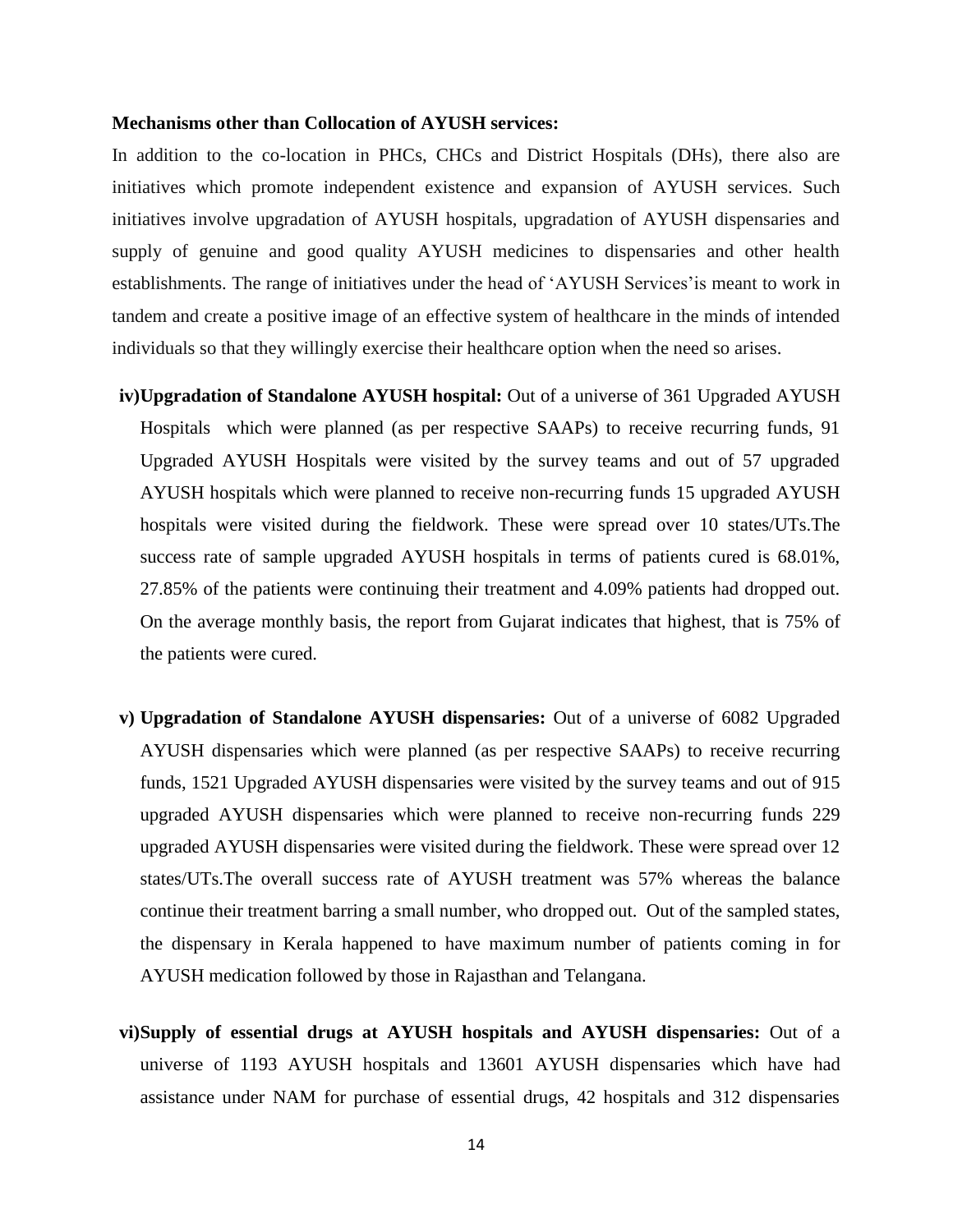**Mechanisms other than Collocation of AYUSH services:**

In addition to the co-location in PHCs, CHCs and District Hospitals (DHs), there also are initiatives which promote independent existence and expansion of AYUSH services. Such initiatives involve upgradation of AYUSH hospitals, upgradation of AYUSH dispensaries and supply of genuine and good quality AYUSH medicines to dispensaries and other health establishments. The range of initiatives under the head of 'AYUSH Services'is meant to work in tandem and create a positive image of an effective system of healthcare in the minds of intended individuals so that they willingly exercise their healthcare option when the need so arises.

iv) **Upgradation of Standalone AYUSH hospital:** Out of a universe of 361 Upgraded AYUSH Hospitals which were planned (as per respective SAAPs) to receive recurring funds, 91 Upgraded AYUSH Hospitals were visited by the survey teams and out of 57 upgraded AYUSH hospitals which were planned to receive non-recurring funds 15 upgraded AYUSH hospitals were visited during the fieldwork. These were spread over 10 states/UTs.The success rate of sample upgraded AYUSH hospitals in terms of patients cured is 68.01%, 27.85% of the patients were continuing their treatment and 4.09% patients had dropped out. On the average monthly basis, the report from Gujarat indicates that highest, that is 75% of the patients were cured.

v) **Upgradation of Standalone AYUSH dispensaries:** Out of a universe of 6082 Upgraded AYUSH dispensaries which were planned (as per respective SAAPs) to receive recurring funds, 1521 Upgraded AYUSH dispensaries were visited by the survey teams and out of 915 upgraded AYUSH dispensaries which were planned to receive non-recurring funds 229 upgraded AYUSH dispensaries were visited during the fieldwork. These were spread over 12 states/UTs.The overall success rate of AYUSH treatment was 57% whereas the balance continue their treatment barring a small number, who dropped out. Out of the sampled states, the dispensary in Kerala happened to have maximum number of patients coming in for AYUSH medication followed by those in Rajasthan and Telangana.

vi) **Supply of essential drugs at AYUSH hospitals and AYUSH dispensaries:** Out of a universe of 1193 AYUSH hospitals and 13601 AYUSH dispensaries which have had assistance under NAM for purchase of essential drugs, 42 hospitals and 312 dispensaries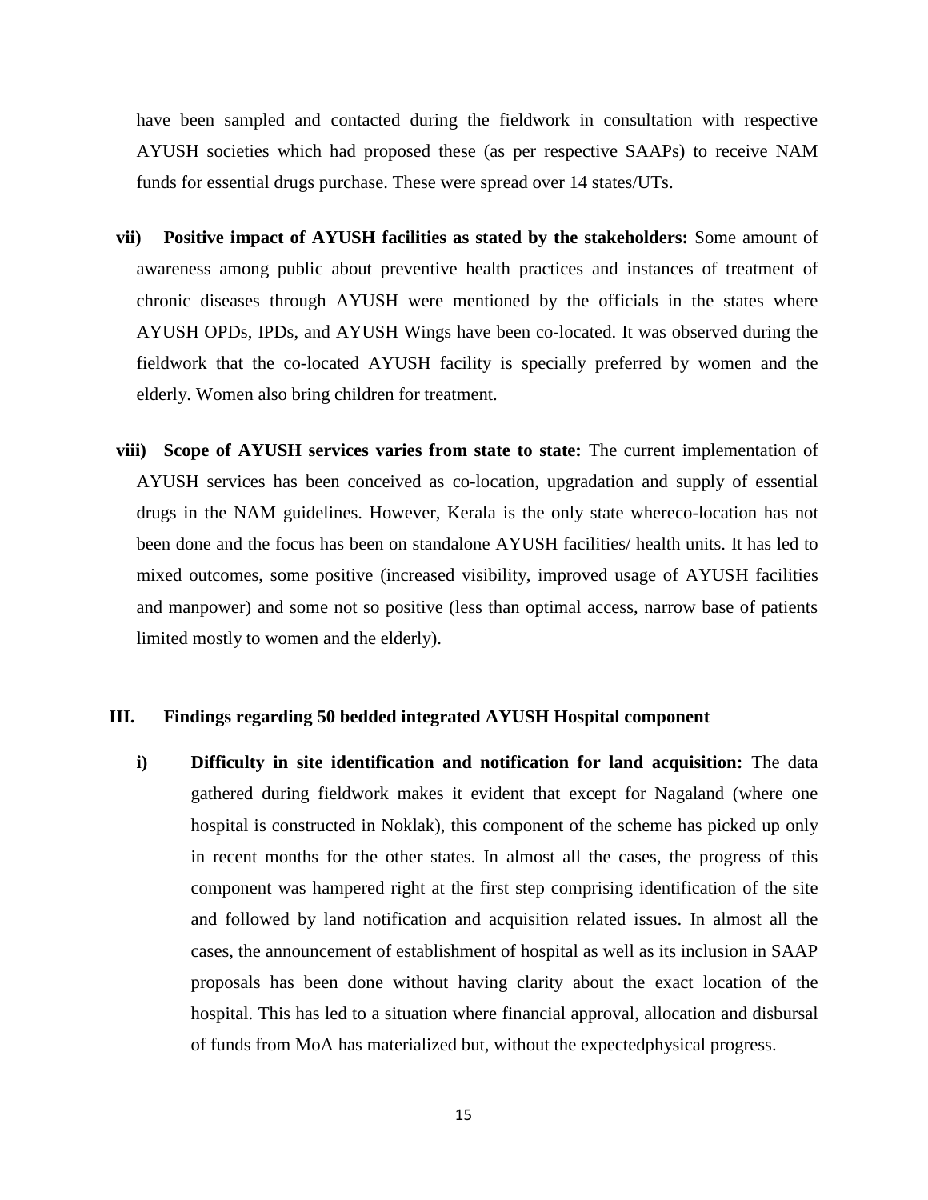have been sampled and contacted during the fieldwork in consultation with respective AYUSH societies which had proposed these (as per respective SAAPs) to receive NAM funds for essential drugs purchase. These were spread over 14 states/UTs.

vii) **Positive impact of AYUSH facilities as stated by the stakeholders:** Some amount of awareness among public about preventive health practices and instances of treatment of chronic diseases through AYUSH were mentioned by the officials in the states where AYUSH OPDs, IPDs, and AYUSH Wings have been co-located. It was observed during the fieldwork that the co-located AYUSH facility is specially preferred by women and the elderly. Women also bring children for treatment.

viii) **Scope of AYUSH services varies from state to state:** The current implementation of AYUSH services has been conceived as co-location, upgradation and supply of essential drugs in the NAM guidelines. However, Kerala is the only state whereco-location has not been done and the focus has been on standalone AYUSH facilities/ health units. It has led to mixed outcomes, some positive (increased visibility, improved usage of AYUSH facilities and manpower) and some not so positive (less than optimal access, narrow base of patients limited mostly to women and the elderly).

### III. Findings regarding 50 bedded integrated AYUSH Hospital component

i) **Difficulty in site identification and notification for land acquisition:** The data gathered during fieldwork makes it evident that except for Nagaland (where one hospital is constructed in Noklak), this component of the scheme has picked up only in recent months for the other states. In almost all the cases, the progress of this component was hampered right at the first step comprising identification of the site and followed by land notification and acquisition related issues. In almost all the cases, the announcement of establishment of hospital as well as its inclusion in SAAP proposals has been done without having clarity about the exact location of the hospital. This has led to a situation where financial approval, allocation and disbursal of funds from MoA has materialized but, without the expectedphysical progress.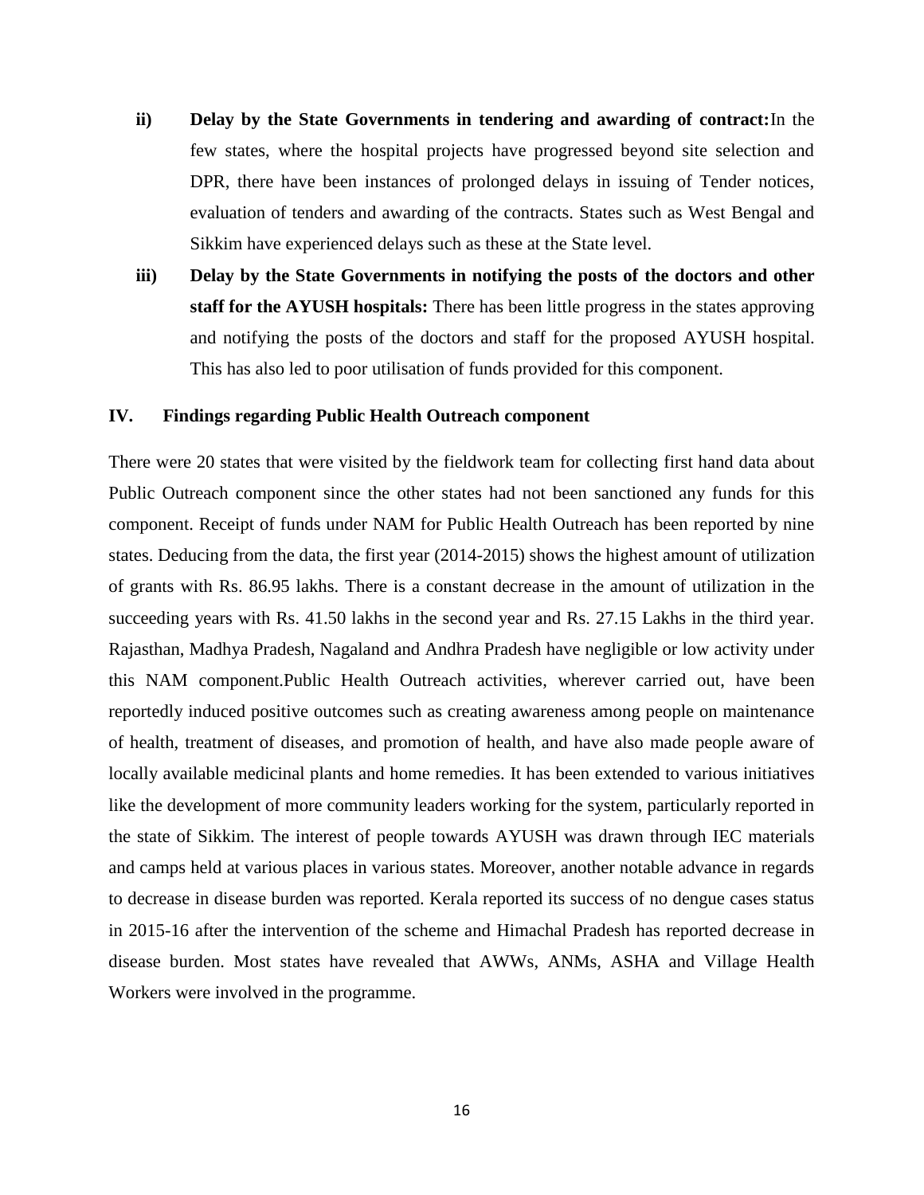ii) **Delay by the State Governments in tendering and awarding of contract:**In the few states, where the hospital projects have progressed beyond site selection and DPR, there have been instances of prolonged delays in issuing of Tender notices, evaluation of tenders and awarding of the contracts. States such as West Bengal and Sikkim have experienced delays such as these at the State level.

iii) **Delay by the State Governments in notifying the posts of the doctors and other staff for the AYUSH hospitals:** There has been little progress in the states approving and notifying the posts of the doctors and staff for the proposed AYUSH hospital. This has also led to poor utilisation of funds provided for this component.

## IV. Findings regarding Public Health Outreach component

There were 20 states that were visited by the fieldwork team for collecting first hand data about Public Outreach component since the other states had not been sanctioned any funds for this component. Receipt of funds under NAM for Public Health Outreach has been reported by nine states. Deducing from the data, the first year (2014-2015) shows the highest amount of utilization of grants with Rs. 86.95 lakhs. There is a constant decrease in the amount of utilization in the succeeding years with Rs. 41.50 lakhs in the second year and Rs. 27.15 Lakhs in the third year. Rajasthan, Madhya Pradesh, Nagaland and Andhra Pradesh have negligible or low activity under this NAM component.Public Health Outreach activities, wherever carried out, have been reportedly induced positive outcomes such as creating awareness among people on maintenance of health, treatment of diseases, and promotion of health, and have also made people aware of locally available medicinal plants and home remedies. It has been extended to various initiatives like the development of more community leaders working for the system, particularly reported in the state of Sikkim. The interest of people towards AYUSH was drawn through IEC materials and camps held at various places in various states. Moreover, another notable advance in regards to decrease in disease burden was reported. Kerala reported its success of no dengue cases status in 2015-16 after the intervention of the scheme and Himachal Pradesh has reported decrease in disease burden. Most states have revealed that AWWs, ANMs, ASHA and Village Health Workers were involved in the programme.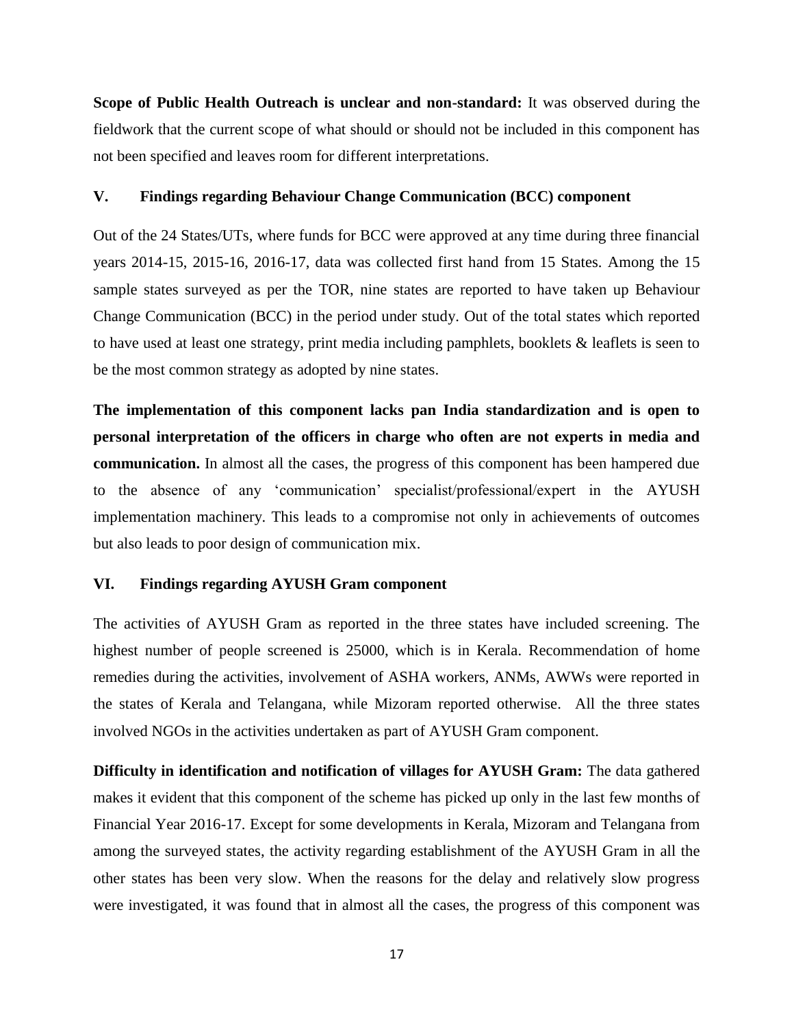**Scope of Public Health Outreach is unclear and non-standard:** It was observed during the fieldwork that the current scope of what should or should not be included in this component has not been specified and leaves room for different interpretations.

### V. Findings regarding Behaviour Change Communication (BCC) component

Out of the 24 States/UTs, where funds for BCC were approved at any time during three financial years 2014-15, 2015-16, 2016-17, data was collected first hand from 15 States. Among the 15 sample states surveyed as per the TOR, nine states are reported to have taken up Behaviour Change Communication (BCC) in the period under study. Out of the total states which reported to have used at least one strategy, print media including pamphlets, booklets & leaflets is seen to be the most common strategy as adopted by nine states.

**The implementation of this component lacks pan India standardization and is open to personal interpretation of the officers in charge who often are not experts in media and communication.** In almost all the cases, the progress of this component has been hampered due to the absence of any 'communication' specialist/professional/expert in the AYUSH implementation machinery. This leads to a compromise not only in achievements of outcomes but also leads to poor design of communication mix.

### VI. Findings regarding AYUSH Gram component

The activities of AYUSH Gram as reported in the three states have included screening. The highest number of people screened is 25000, which is in Kerala. Recommendation of home remedies during the activities, involvement of ASHA workers, ANMs, AWWs were reported in the states of Kerala and Telangana, while Mizoram reported otherwise. All the three states involved NGOs in the activities undertaken as part of AYUSH Gram component.

**Difficulty in identification and notification of villages for AYUSH Gram:** The data gathered makes it evident that this component of the scheme has picked up only in the last few months of Financial Year 2016-17. Except for some developments in Kerala, Mizoram and Telangana from among the surveyed states, the activity regarding establishment of the AYUSH Gram in all the other states has been very slow. When the reasons for the delay and relatively slow progress were investigated, it was found that in almost all the cases, the progress of this component was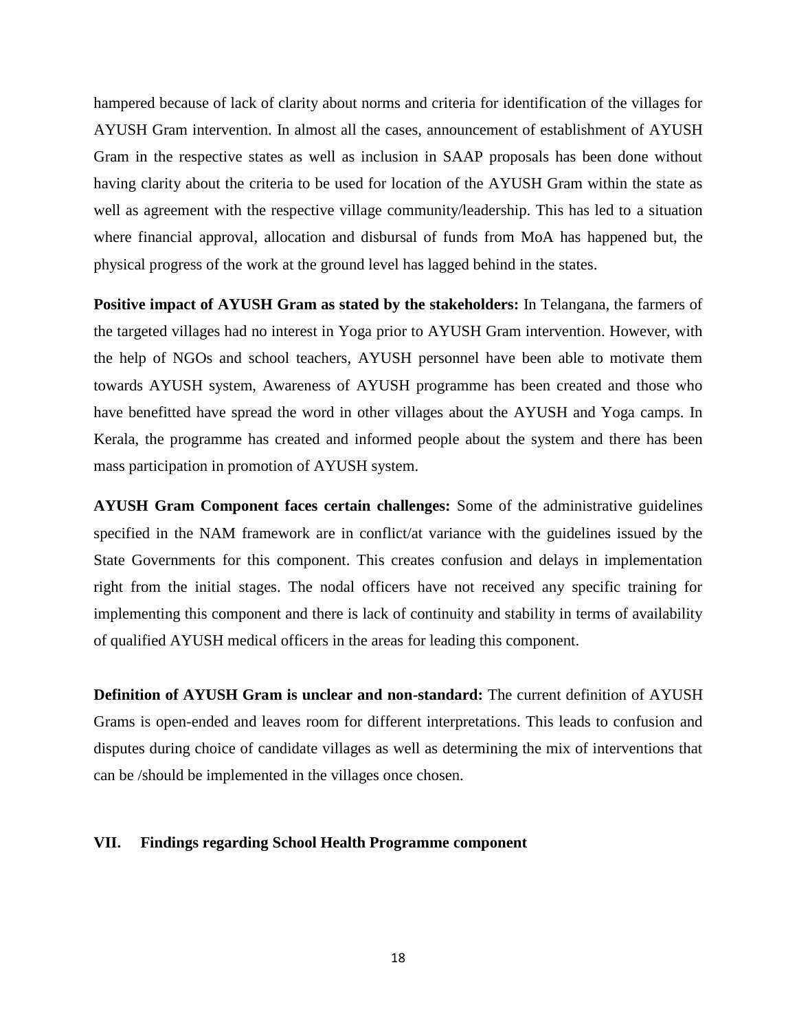hampered because of lack of clarity about norms and criteria for identification of the villages for AYUSH Gram intervention. In almost all the cases, announcement of establishment of AYUSH Gram in the respective states as well as inclusion in SAAP proposals has been done without having clarity about the criteria to be used for location of the AYUSH Gram within the state as well as agreement with the respective village community/leadership. This has led to a situation where financial approval, allocation and disbursal of funds from MoA has happened but, the physical progress of the work at the ground level has lagged behind in the states.

**Positive impact of AYUSH Gram as stated by the stakeholders:** In Telangana, the farmers of the targeted villages had no interest in Yoga prior to AYUSH Gram intervention. However, with the help of NGOs and school teachers, AYUSH personnel have been able to motivate them towards AYUSH system, Awareness of AYUSH programme has been created and those who have benefitted have spread the word in other villages about the AYUSH and Yoga camps. In Kerala, the programme has created and informed people about the system and there has been mass participation in promotion of AYUSH system.

**AYUSH Gram Component faces certain challenges:** Some of the administrative guidelines specified in the NAM framework are in conflict/at variance with the guidelines issued by the State Governments for this component. This creates confusion and delays in implementation right from the initial stages. The nodal officers have not received any specific training for implementing this component and there is lack of continuity and stability in terms of availability of qualified AYUSH medical officers in the areas for leading this component.

**Definition of AYUSH Gram is unclear and non-standard:** The current definition of AYUSH Grams is open-ended and leaves room for different interpretations. This leads to confusion and disputes during choice of candidate villages as well as determining the mix of interventions that can be /should be implemented in the villages once chosen.

## VII. Findings regarding School Health Programme component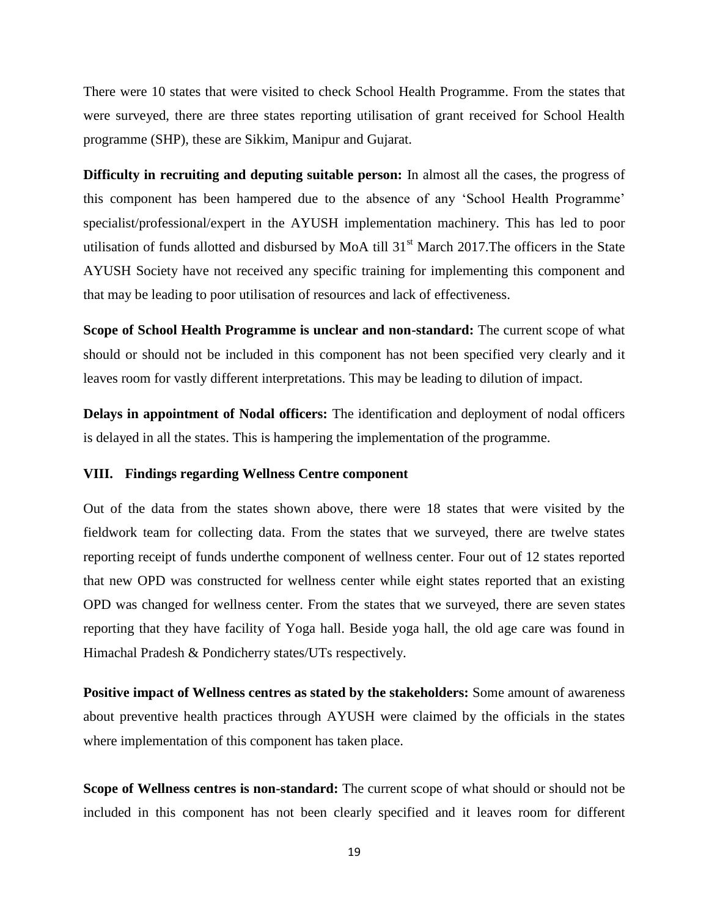There were 10 states that were visited to check School Health Programme. From the states that were surveyed, there are three states reporting utilisation of grant received for School Health programme (SHP), these are Sikkim, Manipur and Gujarat.

**Difficulty in recruiting and deputing suitable person:** In almost all the cases, the progress of this component has been hampered due to the absence of any 'School Health Programme' specialist/professional/expert in the AYUSH implementation machinery. This has led to poor utilisation of funds allotted and disbursed by MoA till 31st March 2017.The officers in the State AYUSH Society have not received any specific training for implementing this component and that may be leading to poor utilisation of resources and lack of effectiveness.

**Scope of School Health Programme is unclear and non-standard:** The current scope of what should or should not be included in this component has not been specified very clearly and it leaves room for vastly different interpretations. This may be leading to dilution of impact.

**Delays in appointment of Nodal officers:** The identification and deployment of nodal officers is delayed in all the states. This is hampering the implementation of the programme.

## VIII. Findings regarding Wellness Centre component

Out of the data from the states shown above, there were 18 states that were visited by the fieldwork team for collecting data. From the states that we surveyed, there are twelve states reporting receipt of funds underthe component of wellness center. Four out of 12 states reported that new OPD was constructed for wellness center while eight states reported that an existing OPD was changed for wellness center. From the states that we surveyed, there are seven states reporting that they have facility of Yoga hall. Beside yoga hall, the old age care was found in Himachal Pradesh & Pondicherry states/UTs respectively.

**Positive impact of Wellness centres as stated by the stakeholders:** Some amount of awareness about preventive health practices through AYUSH were claimed by the officials in the states where implementation of this component has taken place.

**Scope of Wellness centres is non-standard:** The current scope of what should or should not be included in this component has not been clearly specified and it leaves room for different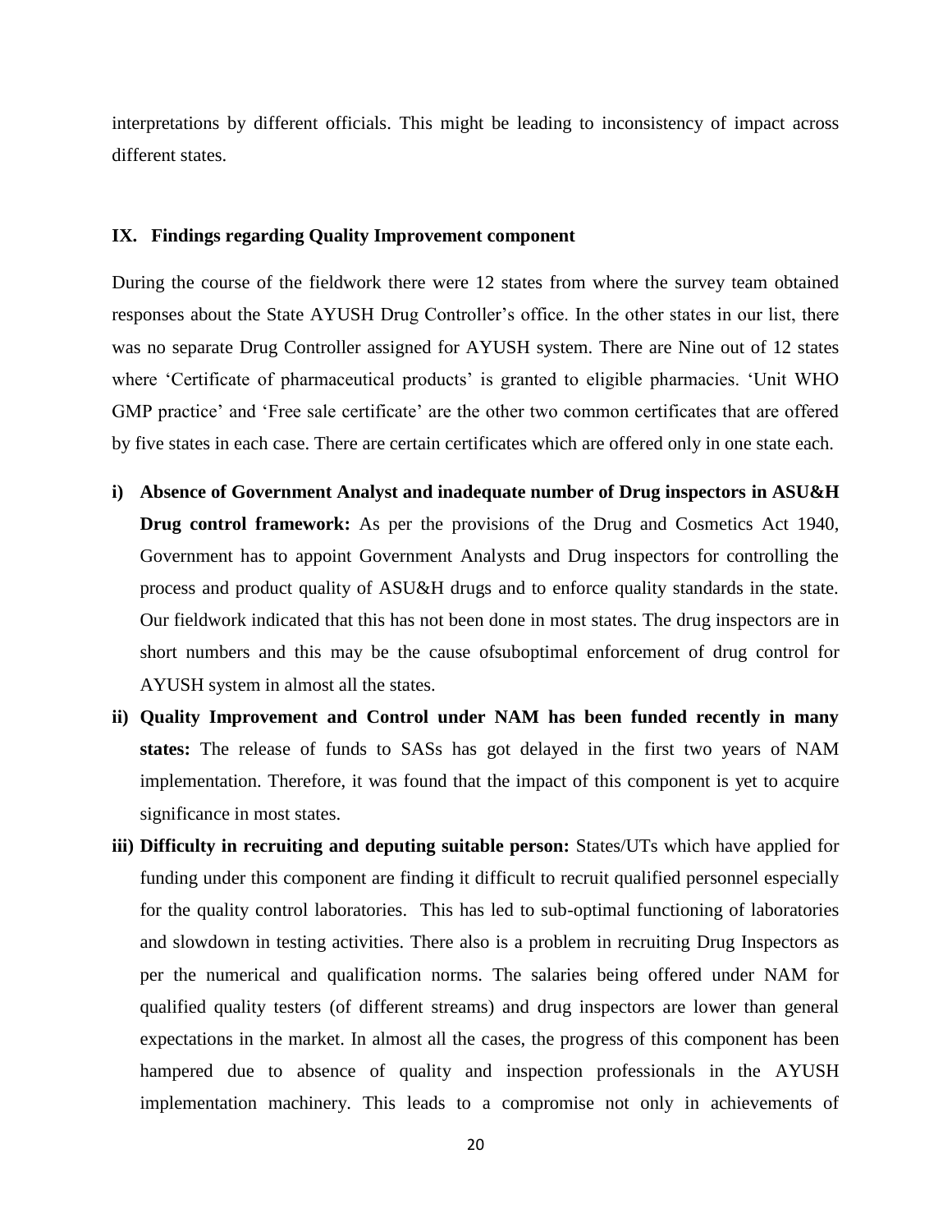interpretations by different officials. This might be leading to inconsistency of impact across different states.

### IX. Findings regarding Quality Improvement component

During the course of the fieldwork there were 12 states from where the survey team obtained responses about the State AYUSH Drug Controller's office. In the other states in our list, there was no separate Drug Controller assigned for AYUSH system. There are Nine out of 12 states where 'Certificate of pharmaceutical products' is granted to eligible pharmacies. 'Unit WHO GMP practice' and 'Free sale certificate' are the other two common certificates that are offered by five states in each case. There are certain certificates which are offered only in one state each.

i) **Absence of Government Analyst and inadequate number of Drug inspectors in ASU&H Drug control framework:** As per the provisions of the Drug and Cosmetics Act 1940, Government has to appoint Government Analysts and Drug inspectors for controlling the process and product quality of ASU&H drugs and to enforce quality standards in the state. Our fieldwork indicated that this has not been done in most states. The drug inspectors are in short numbers and this may be the cause ofsuboptimal enforcement of drug control for AYUSH system in almost all the states.

ii) **Quality Improvement and Control under NAM has been funded recently in many states:** The release of funds to SASs has got delayed in the first two years of NAM implementation. Therefore, it was found that the impact of this component is yet to acquire significance in most states.

iii) **Difficulty in recruiting and deputing suitable person:** States/UTs which have applied for funding under this component are finding it difficult to recruit qualified personnel especially for the quality control laboratories. This has led to sub-optimal functioning of laboratories and slowdown in testing activities. There also is a problem in recruiting Drug Inspectors as per the numerical and qualification norms. The salaries being offered under NAM for qualified quality testers (of different streams) and drug inspectors are lower than general expectations in the market. In almost all the cases, the progress of this component has been hampered due to absence of quality and inspection professionals in the AYUSH implementation machinery. This leads to a compromise not only in achievements of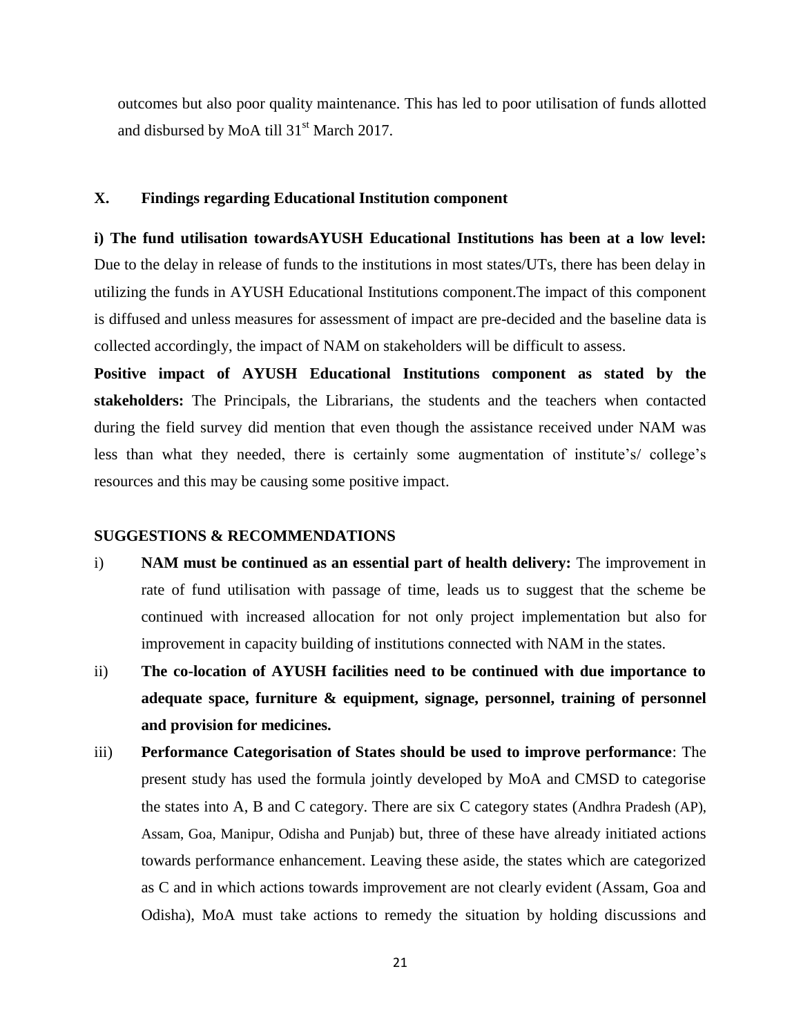outcomes but also poor quality maintenance. This has led to poor utilisation of funds allotted and disbursed by MoA till 31st March 2017.

## X. Findings regarding Educational Institution component

**i) The fund utilisation towardsAYUSH Educational Institutions has been at a low level:** Due to the delay in release of funds to the institutions in most states/UTs, there has been delay in utilizing the funds in AYUSH Educational Institutions component.The impact of this component is diffused and unless measures for assessment of impact are pre-decided and the baseline data is collected accordingly, the impact of NAM on stakeholders will be difficult to assess.

**Positive impact of AYUSH Educational Institutions component as stated by the stakeholders:** The Principals, the Librarians, the students and the teachers when contacted during the field survey did mention that even though the assistance received under NAM was less than what they needed, there is certainly some augmentation of institute's/ college's resources and this may be causing some positive impact.

## SUGGESTIONS & RECOMMENDATIONS

i) **NAM must be continued as an essential part of health delivery:** The improvement in rate of fund utilisation with passage of time, leads us to suggest that the scheme be continued with increased allocation for not only project implementation but also for improvement in capacity building of institutions connected with NAM in the states.

ii) **The co-location of AYUSH facilities need to be continued with due importance to adequate space, furniture & equipment, signage, personnel, training of personnel and provision for medicines.**

iii) **Performance Categorisation of States should be used to improve performance**: The present study has used the formula jointly developed by MoA and CMSD to categorise the states into A, B and C category. There are six C category states (Andhra Pradesh (AP), Assam, Goa, Manipur, Odisha and Punjab) but, three of these have already initiated actions towards performance enhancement. Leaving these aside, the states which are categorized as C and in which actions towards improvement are not clearly evident (Assam, Goa and Odisha), MoA must take actions to remedy the situation by holding discussions and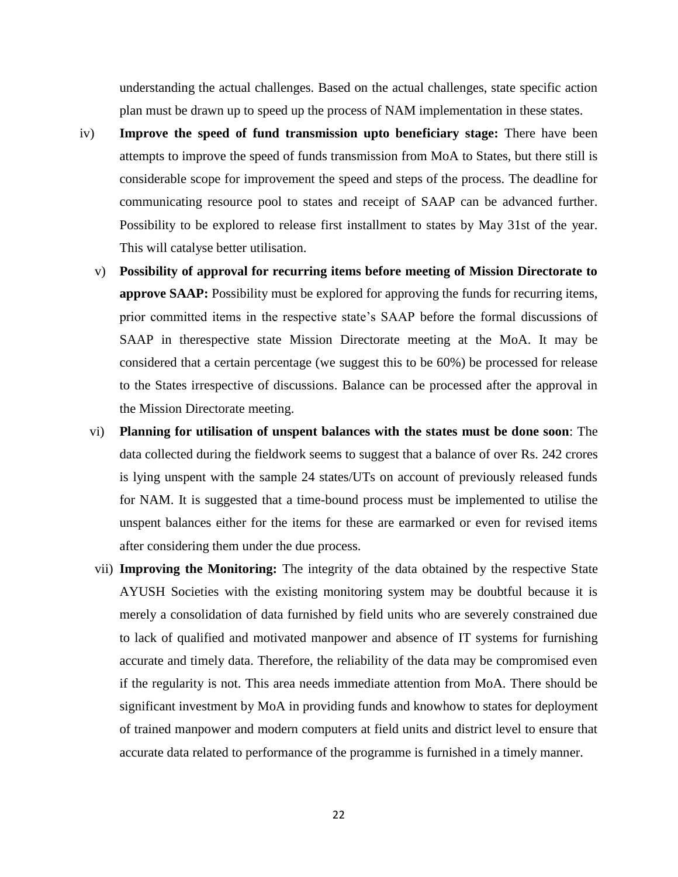understanding the actual challenges. Based on the actual challenges, state specific action plan must be drawn up to speed up the process of NAM implementation in these states.

iv) **Improve the speed of fund transmission upto beneficiary stage:** There have been attempts to improve the speed of funds transmission from MoA to States, but there still is considerable scope for improvement the speed and steps of the process. The deadline for communicating resource pool to states and receipt of SAAP can be advanced further. Possibility to be explored to release first installment to states by May 31st of the year. This will catalyse better utilisation.

v) **Possibility of approval for recurring items before meeting of Mission Directorate to approve SAAP:** Possibility must be explored for approving the funds for recurring items, prior committed items in the respective state's SAAP before the formal discussions of SAAP in therespective state Mission Directorate meeting at the MoA. It may be considered that a certain percentage (we suggest this to be 60%) be processed for release to the States irrespective of discussions. Balance can be processed after the approval in the Mission Directorate meeting.

vi) **Planning for utilisation of unspent balances with the states must be done soon**: The data collected during the fieldwork seems to suggest that a balance of over Rs. 242 crores is lying unspent with the sample 24 states/UTs on account of previously released funds for NAM. It is suggested that a time-bound process must be implemented to utilise the unspent balances either for the items for these are earmarked or even for revised items after considering them under the due process.

vii) **Improving the Monitoring:** The integrity of the data obtained by the respective State AYUSH Societies with the existing monitoring system may be doubtful because it is merely a consolidation of data furnished by field units who are severely constrained due to lack of qualified and motivated manpower and absence of IT systems for furnishing accurate and timely data. Therefore, the reliability of the data may be compromised even if the regularity is not. This area needs immediate attention from MoA. There should be significant investment by MoA in providing funds and knowhow to states for deployment of trained manpower and modern computers at field units and district level to ensure that accurate data related to performance of the programme is furnished in a timely manner.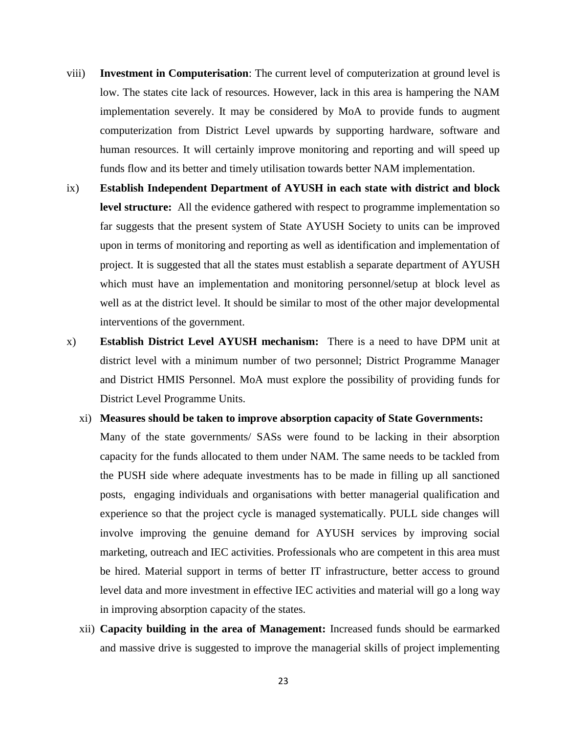viii) **Investment in Computerisation**: The current level of computerization at ground level is low. The states cite lack of resources. However, lack in this area is hampering the NAM implementation severely. It may be considered by MoA to provide funds to augment computerization from District Level upwards by supporting hardware, software and human resources. It will certainly improve monitoring and reporting and will speed up funds flow and its better and timely utilisation towards better NAM implementation.

ix) **Establish Independent Department of AYUSH in each state with district and block level structure:** All the evidence gathered with respect to programme implementation so far suggests that the present system of State AYUSH Society to units can be improved upon in terms of monitoring and reporting as well as identification and implementation of project. It is suggested that all the states must establish a separate department of AYUSH which must have an implementation and monitoring personnel/setup at block level as well as at the district level. It should be similar to most of the other major developmental interventions of the government.

x) **Establish District Level AYUSH mechanism:** There is a need to have DPM unit at district level with a minimum number of two personnel; District Programme Manager and District HMIS Personnel. MoA must explore the possibility of providing funds for District Level Programme Units.

xi) **Measures should be taken to improve absorption capacity of State Governments:** Many of the state governments/ SASs were found to be lacking in their absorption capacity for the funds allocated to them under NAM. The same needs to be tackled from the PUSH side where adequate investments has to be made in filling up all sanctioned posts, engaging individuals and organisations with better managerial qualification and experience so that the project cycle is managed systematically. PULL side changes will involve improving the genuine demand for AYUSH services by improving social marketing, outreach and IEC activities. Professionals who are competent in this area must be hired. Material support in terms of better IT infrastructure, better access to ground level data and more investment in effective IEC activities and material will go a long way in improving absorption capacity of the states.

xii) **Capacity building in the area of Management:** Increased funds should be earmarked and massive drive is suggested to improve the managerial skills of project implementing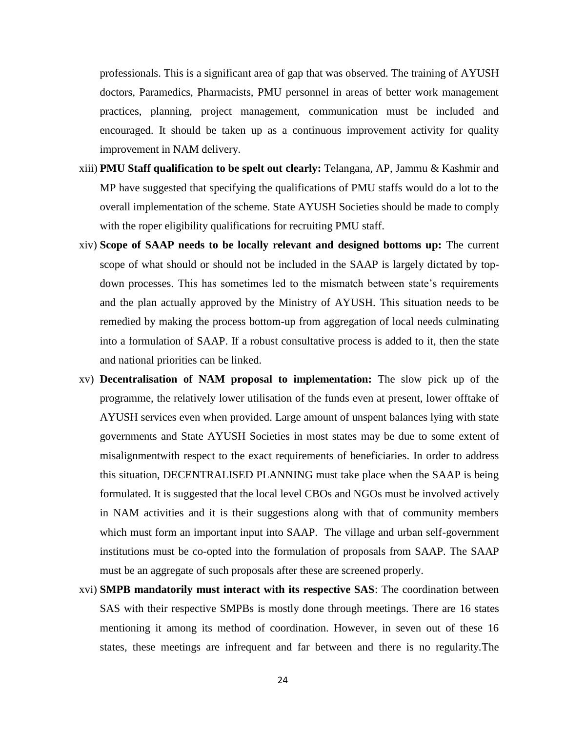professionals. This is a significant area of gap that was observed. The training of AYUSH doctors, Paramedics, Pharmacists, PMU personnel in areas of better work management practices, planning, project management, communication must be included and encouraged. It should be taken up as a continuous improvement activity for quality improvement in NAM delivery.

xiii) **PMU Staff qualification to be spelt out clearly:** Telangana, AP, Jammu & Kashmir and MP have suggested that specifying the qualifications of PMU staffs would do a lot to the overall implementation of the scheme. State AYUSH Societies should be made to comply with the roper eligibility qualifications for recruiting PMU staff.

xiv) **Scope of SAAP needs to be locally relevant and designed bottoms up:** The current scope of what should or should not be included in the SAAP is largely dictated by top-down processes. This has sometimes led to the mismatch between state's requirements and the plan actually approved by the Ministry of AYUSH. This situation needs to be remedied by making the process bottom-up from aggregation of local needs culminating into a formulation of SAAP. If a robust consultative process is added to it, then the state and national priorities can be linked.

xv) **Decentralisation of NAM proposal to implementation:** The slow pick up of the programme, the relatively lower utilisation of the funds even at present, lower offtake of AYUSH services even when provided. Large amount of unspent balances lying with state governments and State AYUSH Societies in most states may be due to some extent of misalignmentwith respect to the exact requirements of beneficiaries. In order to address this situation, DECENTRALISED PLANNING must take place when the SAAP is being formulated. It is suggested that the local level CBOs and NGOs must be involved actively in NAM activities and it is their suggestions along with that of community members which must form an important input into SAAP. The village and urban self-government institutions must be co-opted into the formulation of proposals from SAAP. The SAAP must be an aggregate of such proposals after these are screened properly.

xvi) **SMPB mandatorily must interact with its respective SAS**: The coordination between SAS with their respective SMPBs is mostly done through meetings. There are 16 states mentioning it among its method of coordination. However, in seven out of these 16 states, these meetings are infrequent and far between and there is no regularity.The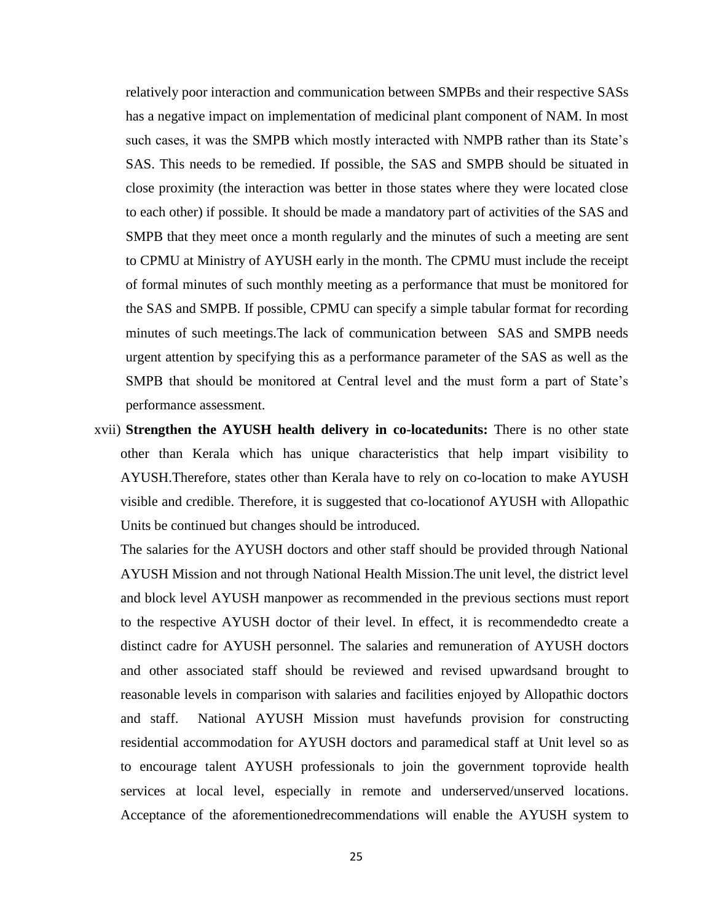relatively poor interaction and communication between SMPBs and their respective SASs has a negative impact on implementation of medicinal plant component of NAM. In most such cases, it was the SMPB which mostly interacted with NMPB rather than its State's SAS. This needs to be remedied. If possible, the SAS and SMPB should be situated in close proximity (the interaction was better in those states where they were located close to each other) if possible. It should be made a mandatory part of activities of the SAS and SMPB that they meet once a month regularly and the minutes of such a meeting are sent to CPMU at Ministry of AYUSH early in the month. The CPMU must include the receipt of formal minutes of such monthly meeting as a performance that must be monitored for the SAS and SMPB. If possible, CPMU can specify a simple tabular format for recording minutes of such meetings.The lack of communication between SAS and SMPB needs urgent attention by specifying this as a performance parameter of the SAS as well as the SMPB that should be monitored at Central level and the must form a part of State's performance assessment.

xvii) **Strengthen the AYUSH health delivery in co-locatedunits:** There is no other state other than Kerala which has unique characteristics that help impart visibility to AYUSH.Therefore, states other than Kerala have to rely on co-location to make AYUSH visible and credible. Therefore, it is suggested that co-locationof AYUSH with Allopathic Units be continued but changes should be introduced.

The salaries for the AYUSH doctors and other staff should be provided through National AYUSH Mission and not through National Health Mission.The unit level, the district level and block level AYUSH manpower as recommended in the previous sections must report to the respective AYUSH doctor of their level. In effect, it is recommendedto create a distinct cadre for AYUSH personnel. The salaries and remuneration of AYUSH doctors and other associated staff should be reviewed and revised upwardsand brought to reasonable levels in comparison with salaries and facilities enjoyed by Allopathic doctors and staff. National AYUSH Mission must havefunds provision for constructing residential accommodation for AYUSH doctors and paramedical staff at Unit level so as to encourage talent AYUSH professionals to join the government toprovide health services at local level, especially in remote and underserved/unserved locations. Acceptance of the aforementionedrecommendations will enable the AYUSH system to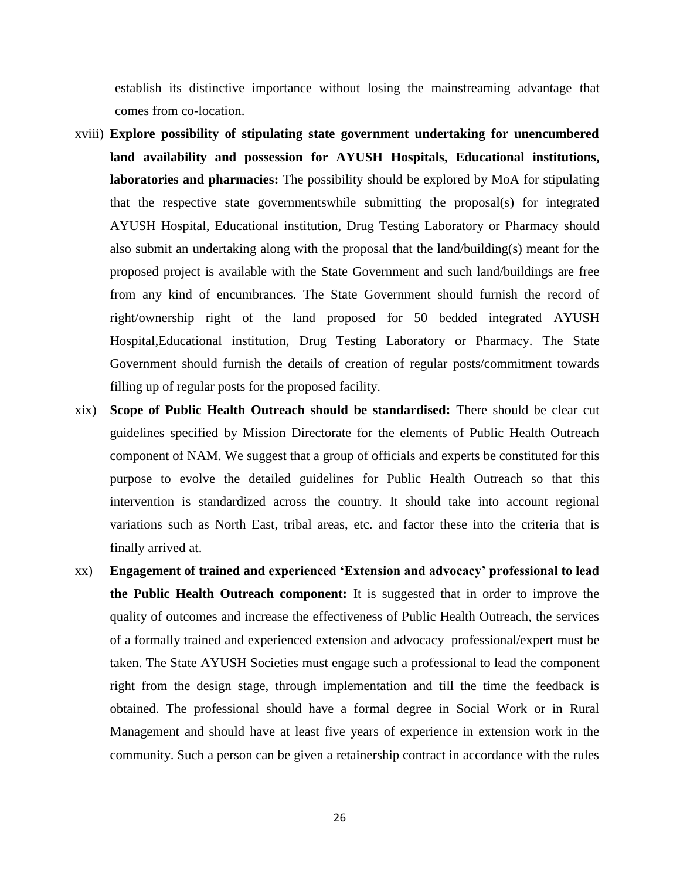establish its distinctive importance without losing the mainstreaming advantage that comes from co-location.

xviii) **Explore possibility of stipulating state government undertaking for unencumbered land availability and possession for AYUSH Hospitals, Educational institutions, laboratories and pharmacies:** The possibility should be explored by MoA for stipulating that the respective state governmentswhile submitting the proposal(s) for integrated AYUSH Hospital, Educational institution, Drug Testing Laboratory or Pharmacy should also submit an undertaking along with the proposal that the land/building(s) meant for the proposed project is available with the State Government and such land/buildings are free from any kind of encumbrances. The State Government should furnish the record of right/ownership right of the land proposed for 50 bedded integrated AYUSH Hospital,Educational institution, Drug Testing Laboratory or Pharmacy. The State Government should furnish the details of creation of regular posts/commitment towards filling up of regular posts for the proposed facility.

xix) **Scope of Public Health Outreach should be standardised:** There should be clear cut guidelines specified by Mission Directorate for the elements of Public Health Outreach component of NAM. We suggest that a group of officials and experts be constituted for this purpose to evolve the detailed guidelines for Public Health Outreach so that this intervention is standardized across the country. It should take into account regional variations such as North East, tribal areas, etc. and factor these into the criteria that is finally arrived at.

xx) **Engagement of trained and experienced 'Extension and advocacy' professional to lead the Public Health Outreach component:** It is suggested that in order to improve the quality of outcomes and increase the effectiveness of Public Health Outreach, the services of a formally trained and experienced extension and advocacy professional/expert must be taken. The State AYUSH Societies must engage such a professional to lead the component right from the design stage, through implementation and till the time the feedback is obtained. The professional should have a formal degree in Social Work or in Rural Management and should have at least five years of experience in extension work in the community. Such a person can be given a retainership contract in accordance with the rules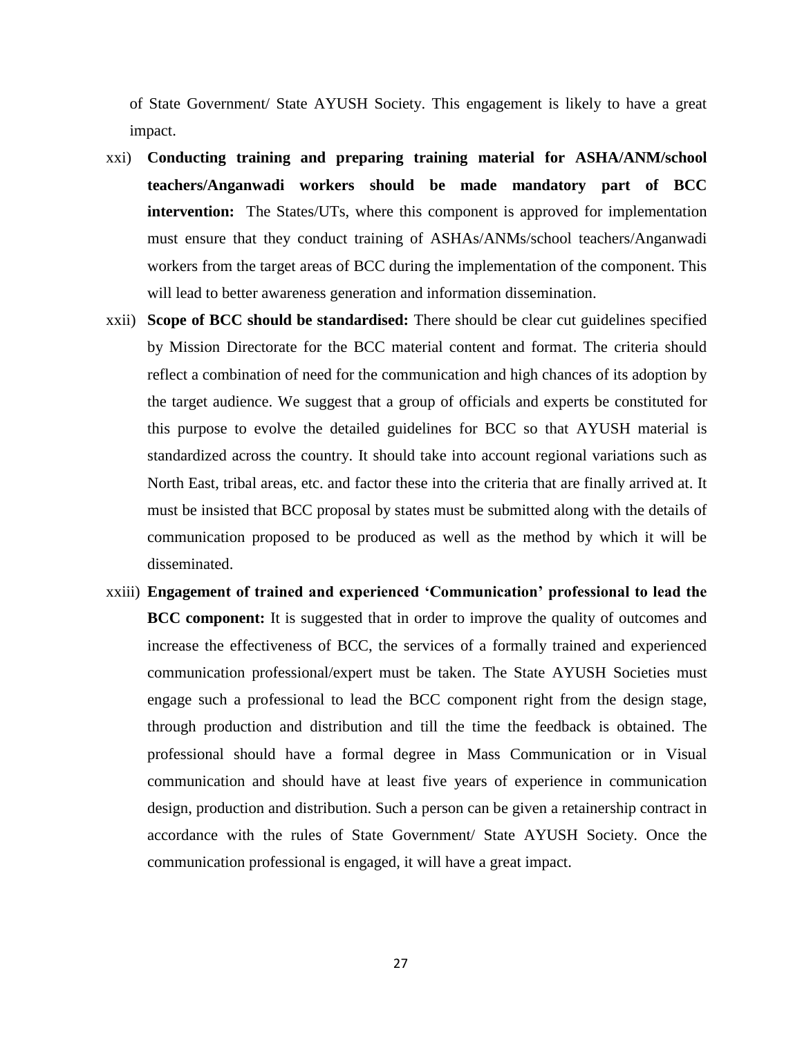of State Government/ State AYUSH Society. This engagement is likely to have a great impact.

xxi) **Conducting training and preparing training material for ASHA/ANM/school teachers/Anganwadi workers should be made mandatory part of BCC intervention:** The States/UTs, where this component is approved for implementation must ensure that they conduct training of ASHAs/ANMs/school teachers/Anganwadi workers from the target areas of BCC during the implementation of the component. This will lead to better awareness generation and information dissemination.

xxii) **Scope of BCC should be standardised:** There should be clear cut guidelines specified by Mission Directorate for the BCC material content and format. The criteria should reflect a combination of need for the communication and high chances of its adoption by the target audience. We suggest that a group of officials and experts be constituted for this purpose to evolve the detailed guidelines for BCC so that AYUSH material is standardized across the country. It should take into account regional variations such as North East, tribal areas, etc. and factor these into the criteria that are finally arrived at. It must be insisted that BCC proposal by states must be submitted along with the details of communication proposed to be produced as well as the method by which it will be disseminated.

xxiii) **Engagement of trained and experienced 'Communication' professional to lead the BCC component:** It is suggested that in order to improve the quality of outcomes and increase the effectiveness of BCC, the services of a formally trained and experienced communication professional/expert must be taken. The State AYUSH Societies must engage such a professional to lead the BCC component right from the design stage, through production and distribution and till the time the feedback is obtained. The professional should have a formal degree in Mass Communication or in Visual communication and should have at least five years of experience in communication design, production and distribution. Such a person can be given a retainership contract in accordance with the rules of State Government/ State AYUSH Society. Once the communication professional is engaged, it will have a great impact.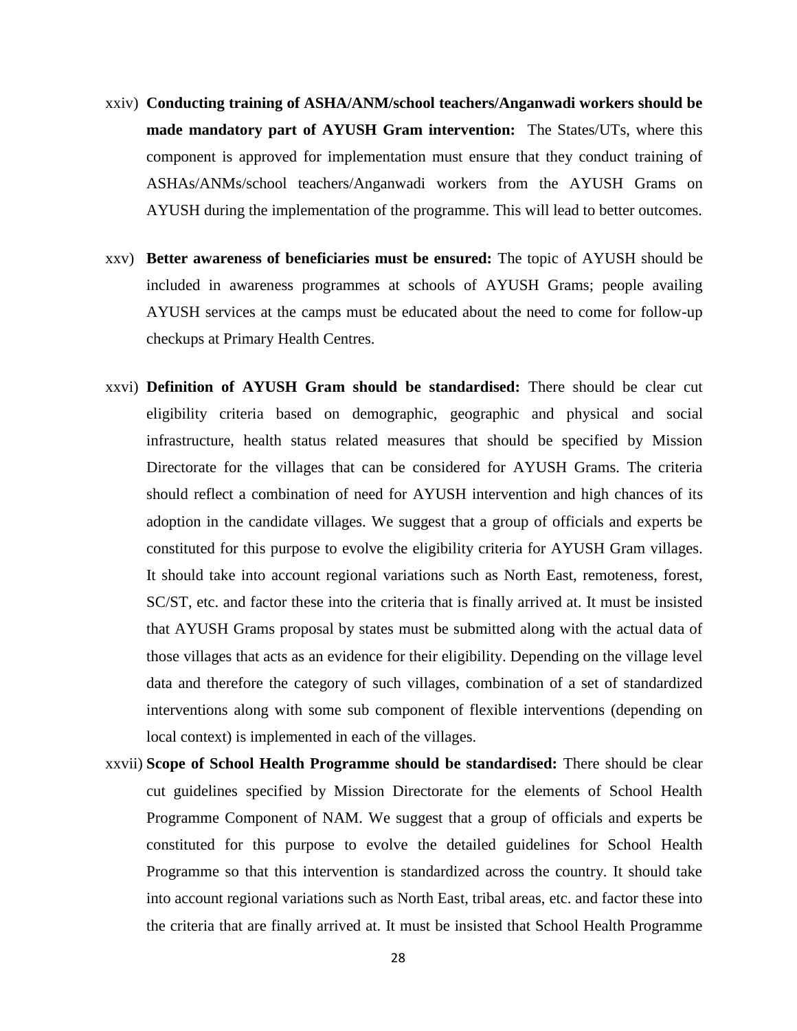xxiv) **Conducting training of ASHA/ANM/school teachers/Anganwadi workers should be made mandatory part of AYUSH Gram intervention:** The States/UTs, where this component is approved for implementation must ensure that they conduct training of ASHAs/ANMs/school teachers/Anganwadi workers from the AYUSH Grams on AYUSH during the implementation of the programme. This will lead to better outcomes.

xxv) **Better awareness of beneficiaries must be ensured:** The topic of AYUSH should be included in awareness programmes at schools of AYUSH Grams; people availing AYUSH services at the camps must be educated about the need to come for follow-up checkups at Primary Health Centres.

xxvi) **Definition of AYUSH Gram should be standardised:** There should be clear cut eligibility criteria based on demographic, geographic and physical and social infrastructure, health status related measures that should be specified by Mission Directorate for the villages that can be considered for AYUSH Grams. The criteria should reflect a combination of need for AYUSH intervention and high chances of its adoption in the candidate villages. We suggest that a group of officials and experts be constituted for this purpose to evolve the eligibility criteria for AYUSH Gram villages. It should take into account regional variations such as North East, remoteness, forest, SC/ST, etc. and factor these into the criteria that is finally arrived at. It must be insisted that AYUSH Grams proposal by states must be submitted along with the actual data of those villages that acts as an evidence for their eligibility. Depending on the village level data and therefore the category of such villages, combination of a set of standardized interventions along with some sub component of flexible interventions (depending on local context) is implemented in each of the villages.

xxvii) **Scope of School Health Programme should be standardised:** There should be clear cut guidelines specified by Mission Directorate for the elements of School Health Programme Component of NAM. We suggest that a group of officials and experts be constituted for this purpose to evolve the detailed guidelines for School Health Programme so that this intervention is standardized across the country. It should take into account regional variations such as North East, tribal areas, etc. and factor these into the criteria that are finally arrived at. It must be insisted that School Health Programme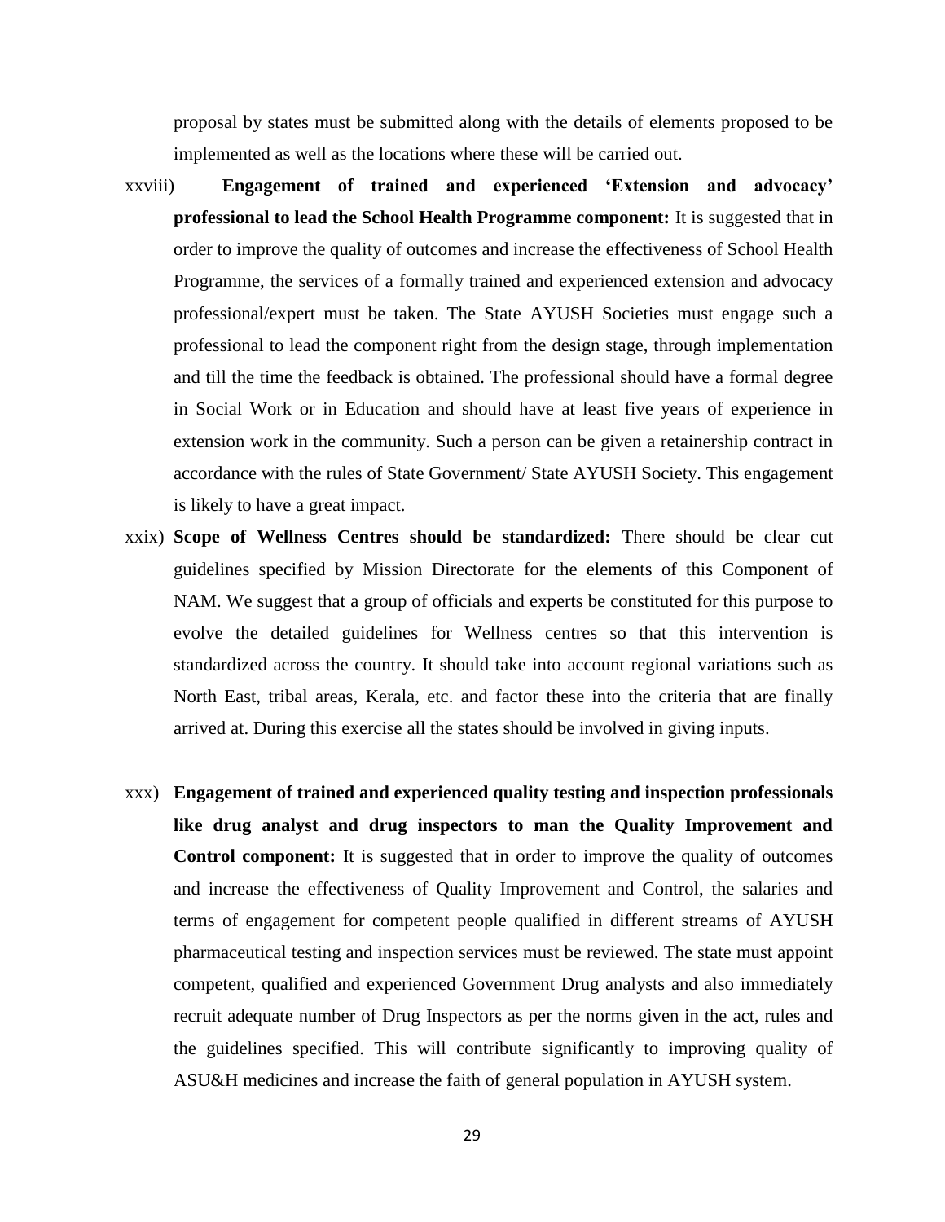proposal by states must be submitted along with the details of elements proposed to be implemented as well as the locations where these will be carried out.

xxviii) **Engagement of trained and experienced 'Extension and advocacy' professional to lead the School Health Programme component:** It is suggested that in order to improve the quality of outcomes and increase the effectiveness of School Health Programme, the services of a formally trained and experienced extension and advocacy professional/expert must be taken. The State AYUSH Societies must engage such a professional to lead the component right from the design stage, through implementation and till the time the feedback is obtained. The professional should have a formal degree in Social Work or in Education and should have at least five years of experience in extension work in the community. Such a person can be given a retainership contract in accordance with the rules of State Government/ State AYUSH Society. This engagement is likely to have a great impact.

xxix) **Scope of Wellness Centres should be standardized:** There should be clear cut guidelines specified by Mission Directorate for the elements of this Component of NAM. We suggest that a group of officials and experts be constituted for this purpose to evolve the detailed guidelines for Wellness centres so that this intervention is standardized across the country. It should take into account regional variations such as North East, tribal areas, Kerala, etc. and factor these into the criteria that are finally arrived at. During this exercise all the states should be involved in giving inputs.

xxx) **Engagement of trained and experienced quality testing and inspection professionals like drug analyst and drug inspectors to man the Quality Improvement and Control component:** It is suggested that in order to improve the quality of outcomes and increase the effectiveness of Quality Improvement and Control, the salaries and terms of engagement for competent people qualified in different streams of AYUSH pharmaceutical testing and inspection services must be reviewed. The state must appoint competent, qualified and experienced Government Drug analysts and also immediately recruit adequate number of Drug Inspectors as per the norms given in the act, rules and the guidelines specified. This will contribute significantly to improving quality of ASU&H medicines and increase the faith of general population in AYUSH system.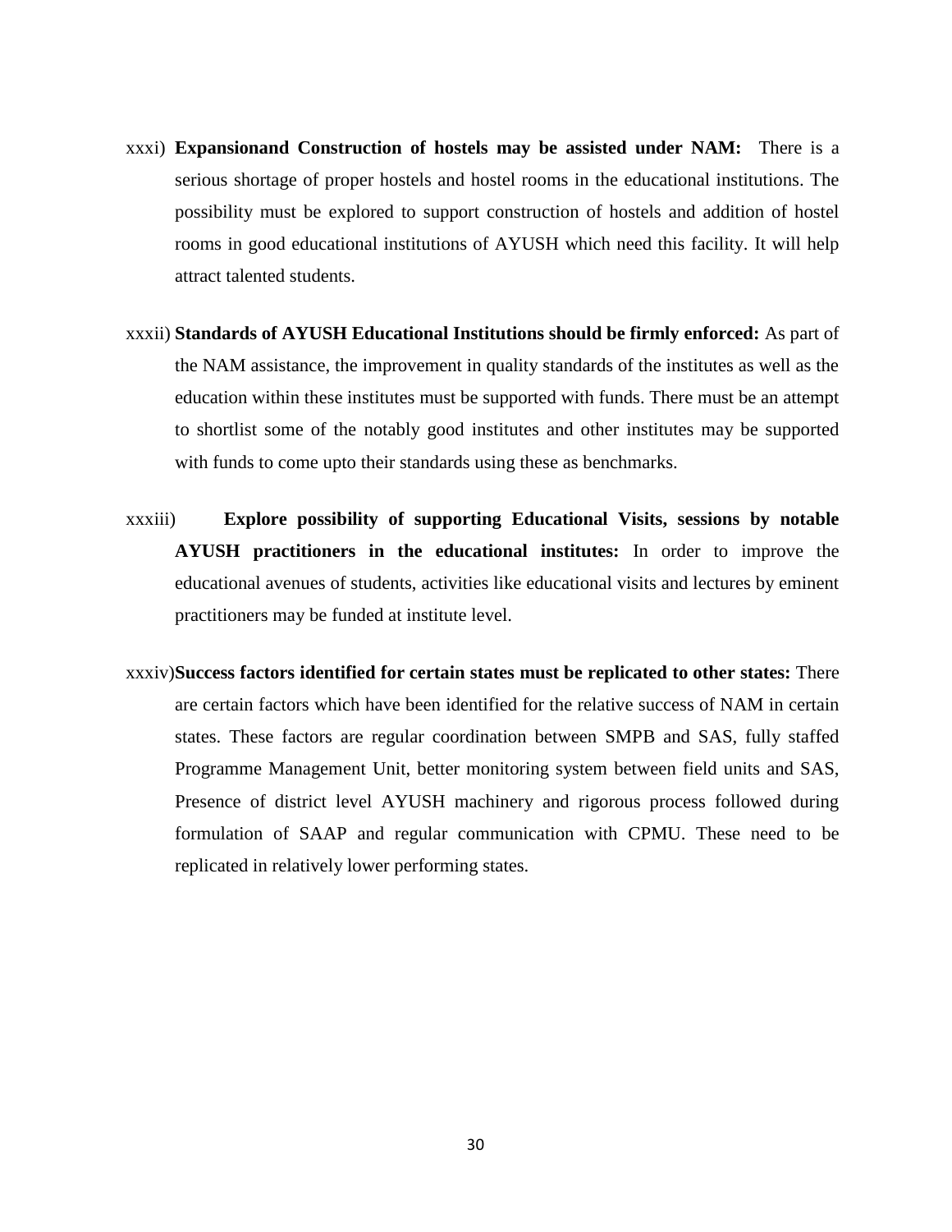xxxi) **Expansionand Construction of hostels may be assisted under NAM:** There is a serious shortage of proper hostels and hostel rooms in the educational institutions. The possibility must be explored to support construction of hostels and addition of hostel rooms in good educational institutions of AYUSH which need this facility. It will help attract talented students.

xxxii) **Standards of AYUSH Educational Institutions should be firmly enforced:** As part of the NAM assistance, the improvement in quality standards of the institutes as well as the education within these institutes must be supported with funds. There must be an attempt to shortlist some of the notably good institutes and other institutes may be supported with funds to come upto their standards using these as benchmarks.

xxxiii) **Explore possibility of supporting Educational Visits, sessions by notable AYUSH practitioners in the educational institutes:** In order to improve the educational avenues of students, activities like educational visits and lectures by eminent practitioners may be funded at institute level.

xxxiv) **Success factors identified for certain states must be replicated to other states:** There are certain factors which have been identified for the relative success of NAM in certain states. These factors are regular coordination between SMPB and SAS, fully staffed Programme Management Unit, better monitoring system between field units and SAS, Presence of district level AYUSH machinery and rigorous process followed during formulation of SAAP and regular communication with CPMU. These need to be replicated in relatively lower performing states.